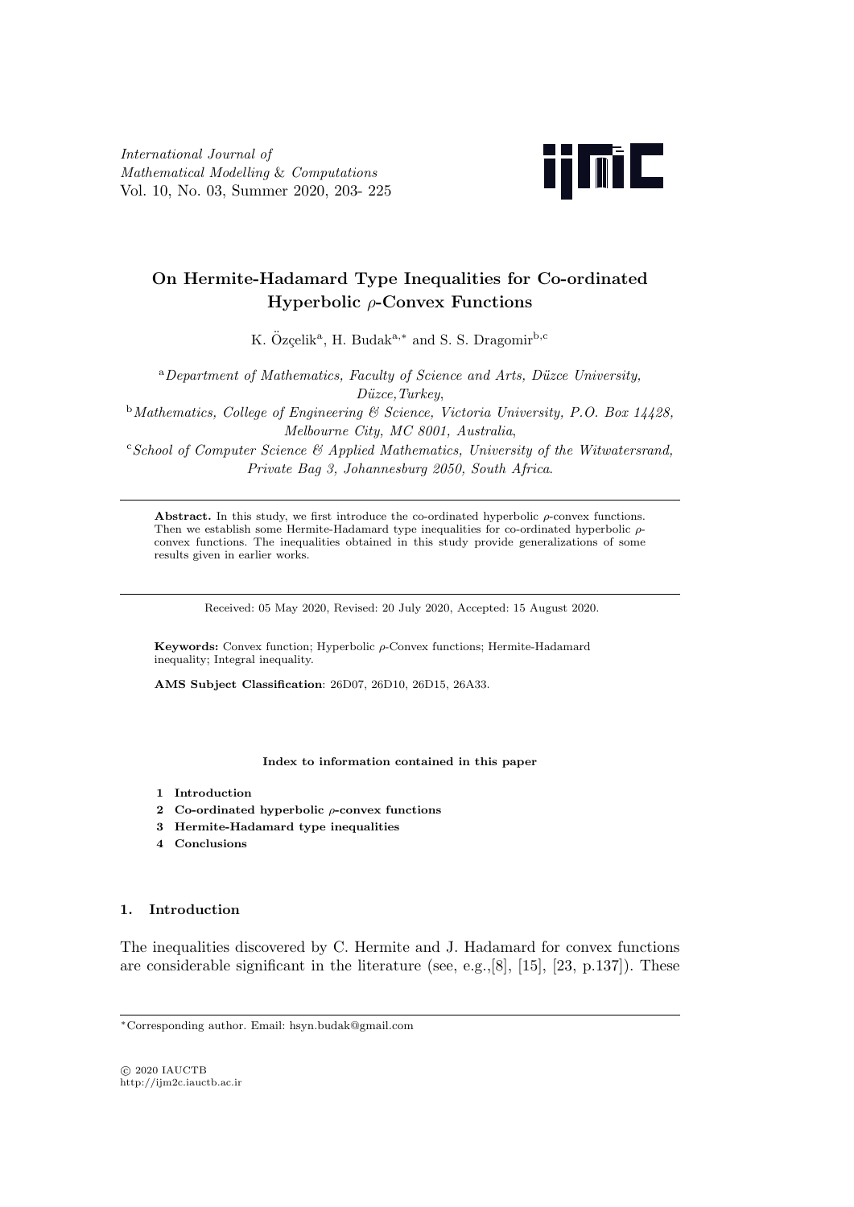*International Journal of Mathematical Modelling & Computations*
Vol. 10, No. 03, Summer 2020, 203- 225

# On Hermite-Hadamard Type Inequalities for Co-ordinated Hyperbolic $\rho$-Convex Functions

K. Özçelik[a], H. Budak[a,*] and S. S. Dragomir[b,c]

[a]*Department of Mathematics, Faculty of Science and Arts, Düzce University, Düzce,Turkey,*

[b]*Mathematics, College of Engineering & Science, Victoria University, P.O. Box 14428, Melbourne City, MC 8001, Australia,*

[c]*School of Computer Science & Applied Mathematics, University of the Witwatersrand, Private Bag 3, Johannesburg 2050, South Africa.*

---

**Abstract.** In this study, we first introduce the co-ordinated hyperbolic $\rho$-convex functions. Then we establish some Hermite-Hadamard type inequalities for co-ordinated hyperbolic $\rho$-convex functions. The inequalities obtained in this study provide generalizations of some results given in earlier works.

---

Received: 05 May 2020, Revised: 20 July 2020, Accepted: 15 August 2020.

**Keywords:** Convex function; Hyperbolic $\rho$-Convex functions; Hermite-Hadamard inequality; Integral inequality.

**AMS Subject Classification**: 26D07, 26D10, 26D15, 26A33.

**Index to information contained in this paper**

1. **Introduction**
2. **Co-ordinated hyperbolic $\rho$-convex functions**
3. **Hermite-Hadamard type inequalities**
4. **Conclusions**

## 1. Introduction

The inequalities discovered by C. Hermite and J. Hadamard for convex functions are considerable significant in the literature (see, e.g.,[8], [15], [23, p.137]). These

---

*Corresponding author. Email: hsyn.budak@gmail.com

© 2020 IAUCTB
http://ijm2c.iauctb.ac.ir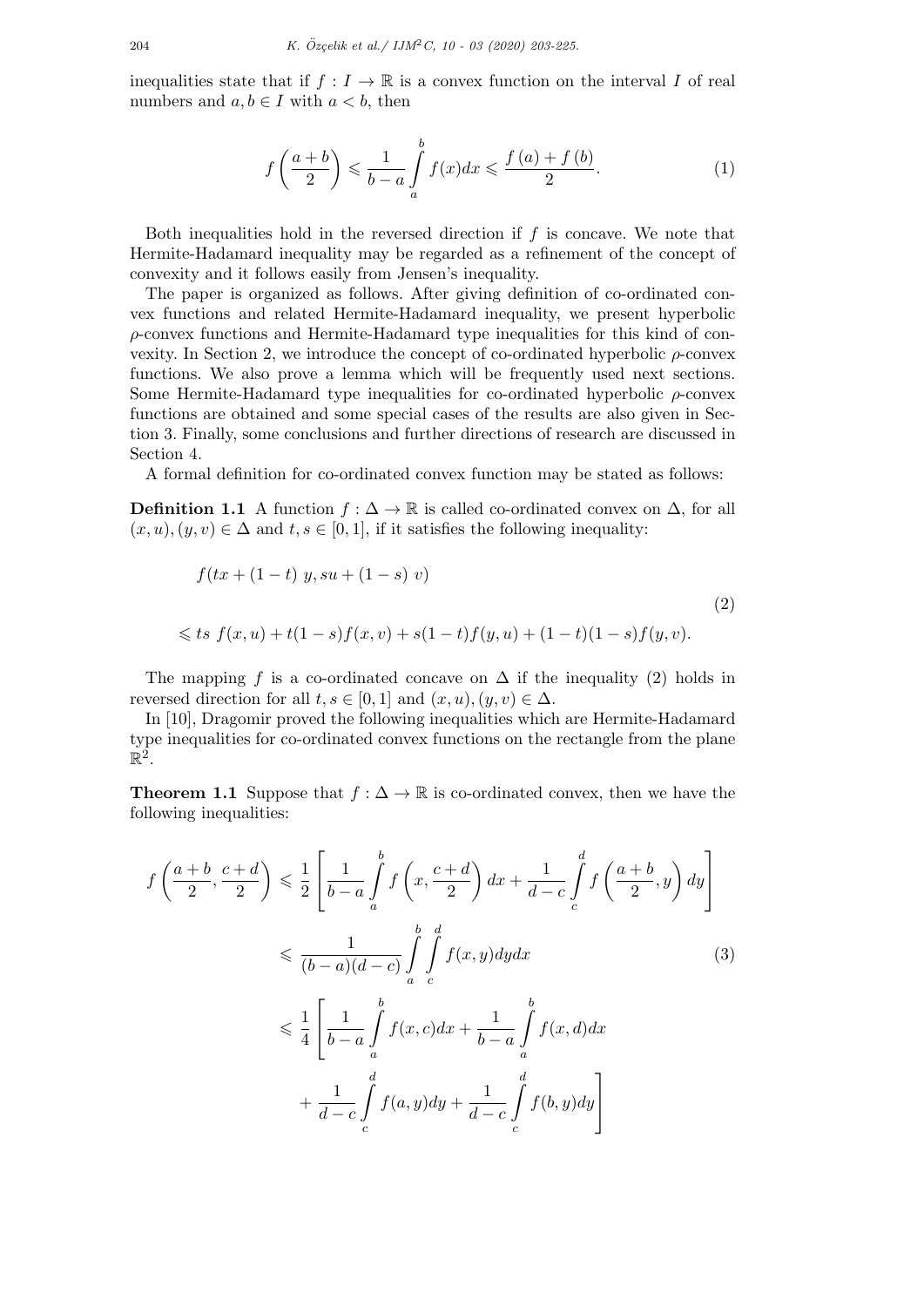inequalities state that if $f : I \to \mathbb{R}$ is a convex function on the interval $I$ of real numbers and $a, b \in I$ with $a < b$, then

$$f\left(\frac{a+b}{2}\right) \leqslant \frac{1}{b-a}\int_a^b f(x)dx \leqslant \frac{f(a)+f(b)}{2}. \tag{1}$$

Both inequalities hold in the reversed direction if $f$ is concave. We note that Hermite-Hadamard inequality may be regarded as a refinement of the concept of convexity and it follows easily from Jensen's inequality.

The paper is organized as follows. After giving definition of co-ordinated convex functions and related Hermite-Hadamard inequality, we present hyperbolic $\rho$-convex functions and Hermite-Hadamard type inequalities for this kind of convexity. In Section 2, we introduce the concept of co-ordinated hyperbolic $\rho$-convex functions. We also prove a lemma which will be frequently used next sections. Some Hermite-Hadamard type inequalities for co-ordinated hyperbolic $\rho$-convex functions are obtained and some special cases of the results are also given in Section 3. Finally, some conclusions and further directions of research are discussed in Section 4.

A formal definition for co-ordinated convex function may be stated as follows:

**Definition 1.1** A function $f : \Delta \to \mathbb{R}$ is called co-ordinated convex on $\Delta$, for all $(x, u), (y, v) \in \Delta$ and $t, s \in [0, 1]$, if it satisfies the following inequality:

$$\begin{aligned} &f(tx + (1-t)\, y, su + (1-s)\, v) \\ &\leqslant ts\ f(x, u) + t(1-s)f(x, v) + s(1-t)f(y, u) + (1-t)(1-s)f(y, v). \end{aligned} \tag{2}$$

The mapping $f$ is a co-ordinated concave on $\Delta$ if the inequality (2) holds in reversed direction for all $t, s \in [0, 1]$ and $(x, u), (y, v) \in \Delta$.

In [10], Dragomir proved the following inequalities which are Hermite-Hadamard type inequalities for co-ordinated convex functions on the rectangle from the plane $\mathbb{R}^2$.

**Theorem 1.1** Suppose that $f : \Delta \to \mathbb{R}$ is co-ordinated convex, then we have the following inequalities:

$$\begin{aligned} f\left(\frac{a+b}{2}, \frac{c+d}{2}\right) &\leqslant \frac{1}{2}\left[\frac{1}{b-a}\int_a^b f\left(x, \frac{c+d}{2}\right)dx + \frac{1}{d-c}\int_c^d f\left(\frac{a+b}{2}, y\right)dy\right] \\ &\leqslant \frac{1}{(b-a)(d-c)}\int_a^b\int_c^d f(x, y)dydx \\ &\leqslant \frac{1}{4}\left[\frac{1}{b-a}\int_a^b f(x, c)dx + \frac{1}{b-a}\int_a^b f(x, d)dx \right. \\ &\quad \left. + \frac{1}{d-c}\int_c^d f(a, y)dy + \frac{1}{d-c}\int_c^d f(b, y)dy\right] \end{aligned} \tag{3}$$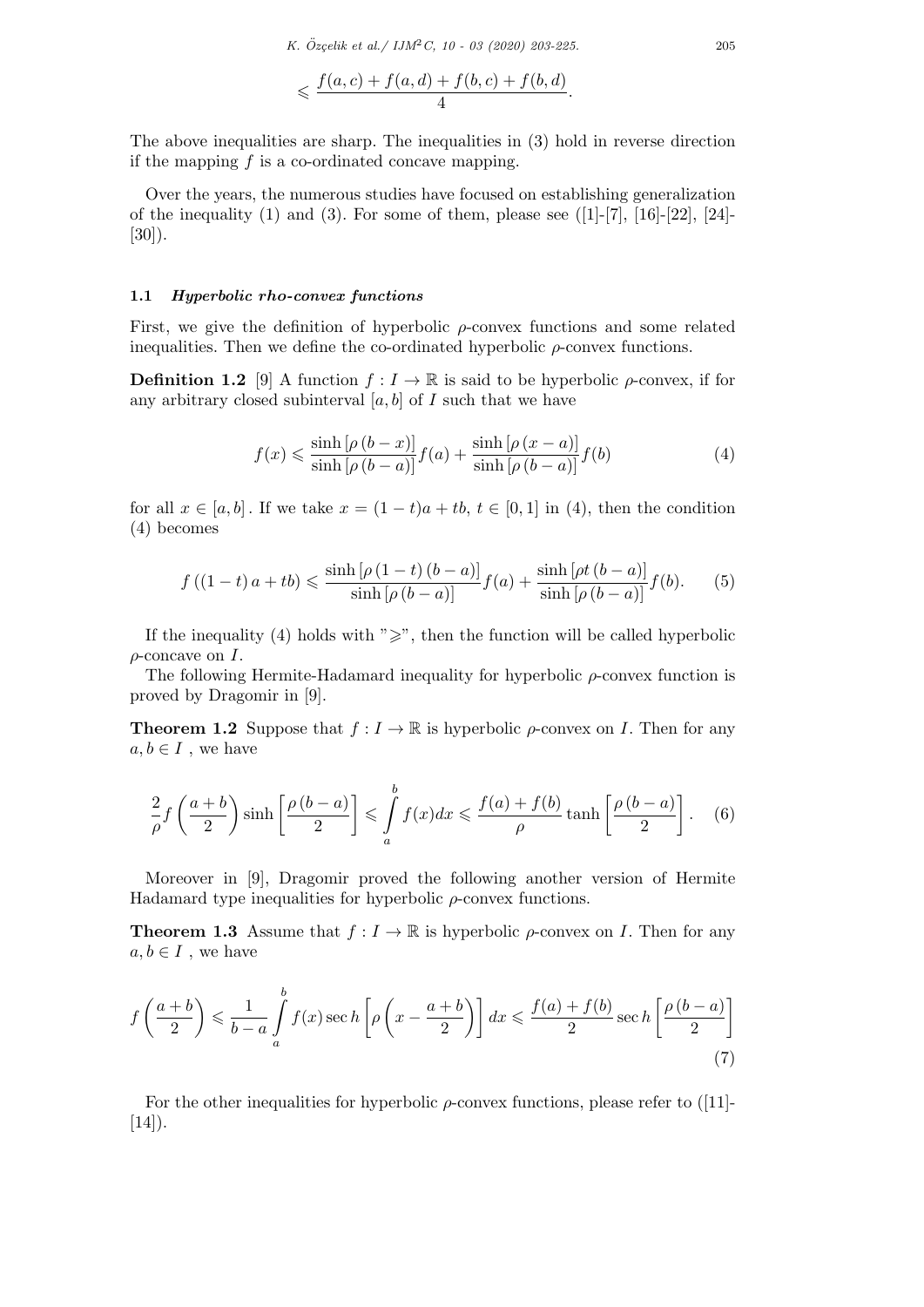$$\leqslant \frac{f(a,c)+f(a,d)+f(b,c)+f(b,d)}{4}.$$

The above inequalities are sharp. The inequalities in (3) hold in reverse direction if the mapping $f$ is a co-ordinated concave mapping.

Over the years, the numerous studies have focused on establishing generalization of the inequality (1) and (3). For some of them, please see ([1]-[7], [16]-[22], [24]-[30]).

### 1.1 *Hyperbolic rho-convex functions*

First, we give the definition of hyperbolic $\rho$-convex functions and some related inequalities. Then we define the co-ordinated hyperbolic $\rho$-convex functions.

**Definition 1.2** [9] A function $f : I \to \mathbb{R}$ is said to be hyperbolic $\rho$-convex, if for any arbitrary closed subinterval $[a,b]$ of $I$ such that we have

$$f(x) \leqslant \frac{\sinh\left[\rho\left(b-x\right)\right]}{\sinh\left[\rho\left(b-a\right)\right]}f(a) + \frac{\sinh\left[\rho\left(x-a\right)\right]}{\sinh\left[\rho\left(b-a\right)\right]}f(b) \tag{4}$$

for all $x \in [a,b]$. If we take $x = (1-t)a + tb$, $t \in [0,1]$ in (4), then the condition (4) becomes

$$f\left(\left(1-t\right)a+tb\right) \leqslant \frac{\sinh\left[\rho\left(1-t\right)\left(b-a\right)\right]}{\sinh\left[\rho\left(b-a\right)\right]}f(a) + \frac{\sinh\left[\rho t\left(b-a\right)\right]}{\sinh\left[\rho\left(b-a\right)\right]}f(b). \tag{5}$$

If the inequality (4) holds with "$\geqslant$", then the function will be called hyperbolic $\rho$-concave on $I$.

The following Hermite-Hadamard inequality for hyperbolic $\rho$-convex function is proved by Dragomir in [9].

**Theorem 1.2** Suppose that $f : I \to \mathbb{R}$ is hyperbolic $\rho$-convex on $I$. Then for any $a, b \in I$ , we have

$$\frac{2}{\rho}f\left(\frac{a+b}{2}\right)\sinh\left[\frac{\rho\left(b-a\right)}{2}\right] \leqslant \int_a^b f(x)dx \leqslant \frac{f(a)+f(b)}{\rho}\tanh\left[\frac{\rho\left(b-a\right)}{2}\right]. \tag{6}$$

Moreover in [9], Dragomir proved the following another version of Hermite Hadamard type inequalities for hyperbolic $\rho$-convex functions.

**Theorem 1.3** Assume that $f : I \to \mathbb{R}$ is hyperbolic $\rho$-convex on $I$. Then for any $a, b \in I$ , we have

$$f\left(\frac{a+b}{2}\right) \leqslant \frac{1}{b-a}\int_a^b f(x)\sec h\left[\rho\left(x-\frac{a+b}{2}\right)\right]dx \leqslant \frac{f(a)+f(b)}{2}\sec h\left[\frac{\rho\left(b-a\right)}{2}\right] \tag{7}$$

For the other inequalities for hyperbolic $\rho$-convex functions, please refer to ([11]-[14]).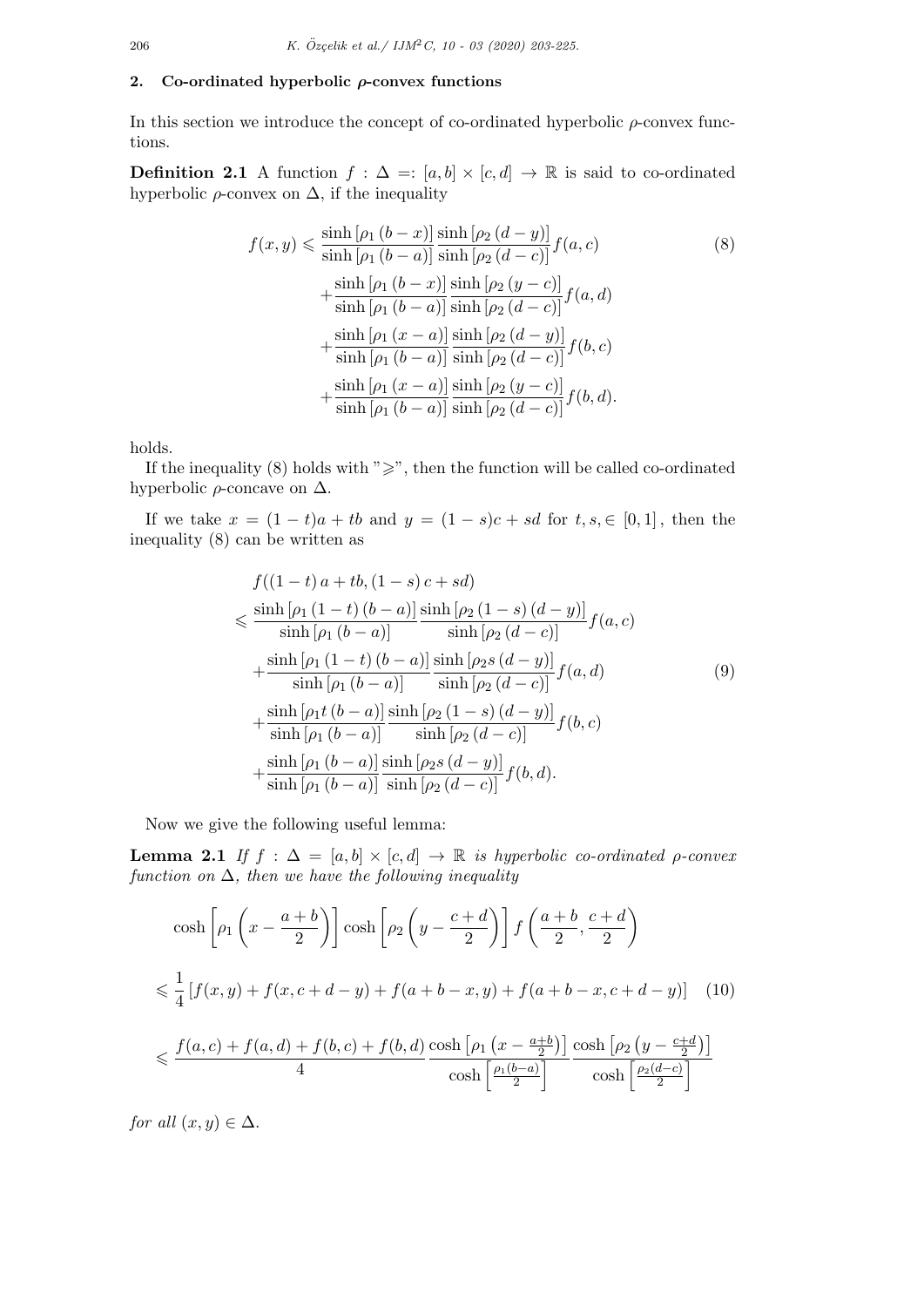## 2. Co-ordinated hyperbolic $\rho$-convex functions

In this section we introduce the concept of co-ordinated hyperbolic $\rho$-convex functions.

**Definition 2.1** A function $f : \Delta =: [a,b] \times [c,d] \to \mathbb{R}$ is said to co-ordinated hyperbolic $\rho$-convex on $\Delta$, if the inequality

$$
\begin{aligned}
f(x,y) \leqslant & \frac{\sinh[\rho_1(b-x)]}{\sinh[\rho_1(b-a)]}\frac{\sinh[\rho_2(d-y)]}{\sinh[\rho_2(d-c)]}f(a,c) \\
&+\frac{\sinh[\rho_1(b-x)]}{\sinh[\rho_1(b-a)]}\frac{\sinh[\rho_2(y-c)]}{\sinh[\rho_2(d-c)]}f(a,d) \\
&+\frac{\sinh[\rho_1(x-a)]}{\sinh[\rho_1(b-a)]}\frac{\sinh[\rho_2(d-y)]}{\sinh[\rho_2(d-c)]}f(b,c) \\
&+\frac{\sinh[\rho_1(x-a)]}{\sinh[\rho_1(b-a)]}\frac{\sinh[\rho_2(y-c)]}{\sinh[\rho_2(d-c)]}f(b,d).
\end{aligned} \tag{8}
$$

holds.

If the inequality (8) holds with "$\geqslant$", then the function will be called co-ordinated hyperbolic $\rho$-concave on $\Delta$.

If we take $x = (1-t)a + tb$ and $y = (1-s)c + sd$ for $t, s, \in [0,1]$, then the inequality (8) can be written as

$$
\begin{aligned}
& f((1-t)a+tb,(1-s)c+sd) \\
\leqslant & \frac{\sinh[\rho_1(1-t)(b-a)]}{\sinh[\rho_1(b-a)]}\frac{\sinh[\rho_2(1-s)(d-y)]}{\sinh[\rho_2(d-c)]}f(a,c) \\
&+\frac{\sinh[\rho_1(1-t)(b-a)]}{\sinh[\rho_1(b-a)]}\frac{\sinh[\rho_2 s(d-y)]}{\sinh[\rho_2(d-c)]}f(a,d) \\
&+\frac{\sinh[\rho_1 t(b-a)]}{\sinh[\rho_1(b-a)]}\frac{\sinh[\rho_2(1-s)(d-y)]}{\sinh[\rho_2(d-c)]}f(b,c) \\
&+\frac{\sinh[\rho_1(b-a)]}{\sinh[\rho_1(b-a)]}\frac{\sinh[\rho_2 s(d-y)]}{\sinh[\rho_2(d-c)]}f(b,d).
\end{aligned} \tag{9}
$$

Now we give the following useful lemma:

**Lemma 2.1** *If $f : \Delta = [a,b] \times [c,d] \to \mathbb{R}$ is hyperbolic co-ordinated $\rho$-convex function on $\Delta$, then we have the following inequality*

$$
\begin{aligned}
& \cosh\left[\rho_1\left(x-\frac{a+b}{2}\right)\right]\cosh\left[\rho_2\left(y-\frac{c+d}{2}\right)\right]f\left(\frac{a+b}{2},\frac{c+d}{2}\right) \\
\leqslant & \frac{1}{4}\left[f(x,y)+f(x,c+d-y)+f(a+b-x,y)+f(a+b-x,c+d-y)\right] \qquad (10) \\
\leqslant & \frac{f(a,c)+f(a,d)+f(b,c)+f(b,d)}{4}\frac{\cosh\left[\rho_1\left(x-\frac{a+b}{2}\right)\right]}{\cosh\left[\frac{\rho_1(b-a)}{2}\right]}\frac{\cosh\left[\rho_2\left(y-\frac{c+d}{2}\right)\right]}{\cosh\left[\frac{\rho_2(d-c)}{2}\right]}
\end{aligned}
$$

*for all $(x,y) \in \Delta$.*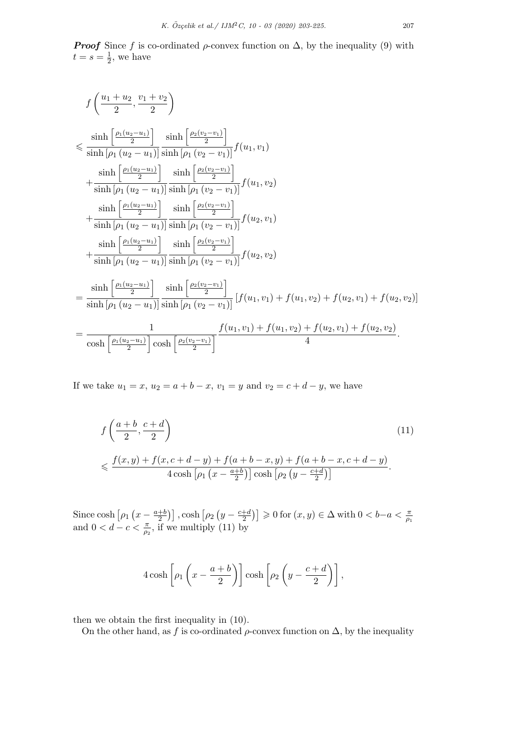***Proof*** Since $f$ is co-ordinated $\rho$-convex function on $\Delta$, by the inequality (9) with $t = s = \frac{1}{2}$, we have

$$
\begin{aligned}
& f\left(\frac{u_1+u_2}{2}, \frac{v_1+v_2}{2}\right) \\
\leqslant & \frac{\sinh\left[\frac{\rho_1(u_2-u_1)}{2}\right]}{\sinh\left[\rho_1\left(u_2-u_1\right)\right]} \frac{\sinh\left[\frac{\rho_2(v_2-v_1)}{2}\right]}{\sinh\left[\rho_1\left(v_2-v_1\right)\right]} f(u_1, v_1) \\
& + \frac{\sinh\left[\frac{\rho_1(u_2-u_1)}{2}\right]}{\sinh\left[\rho_1\left(u_2-u_1\right)\right]} \frac{\sinh\left[\frac{\rho_2(v_2-v_1)}{2}\right]}{\sinh\left[\rho_1\left(v_2-v_1\right)\right]} f(u_1, v_2) \\
& + \frac{\sinh\left[\frac{\rho_1(u_2-u_1)}{2}\right]}{\sinh\left[\rho_1\left(u_2-u_1\right)\right]} \frac{\sinh\left[\frac{\rho_2(v_2-v_1)}{2}\right]}{\sinh\left[\rho_1\left(v_2-v_1\right)\right]} f(u_2, v_1) \\
& + \frac{\sinh\left[\frac{\rho_1(u_2-u_1)}{2}\right]}{\sinh\left[\rho_1\left(u_2-u_1\right)\right]} \frac{\sinh\left[\frac{\rho_2(v_2-v_1)}{2}\right]}{\sinh\left[\rho_1\left(v_2-v_1\right)\right]} f(u_2, v_2) \\
= & \frac{\sinh\left[\frac{\rho_1(u_2-u_1)}{2}\right]}{\sinh\left[\rho_1\left(u_2-u_1\right)\right]} \frac{\sinh\left[\frac{\rho_2(v_2-v_1)}{2}\right]}{\sinh\left[\rho_1\left(v_2-v_1\right)\right]} \left[f(u_1, v_1) + f(u_1, v_2) + f(u_2, v_1) + f(u_2, v_2)\right] \\
= & \frac{1}{\cosh\left[\frac{\rho_1(u_2-u_1)}{2}\right] \cosh\left[\frac{\rho_2(v_2-v_1)}{2}\right]} \frac{f(u_1, v_1) + f(u_1, v_2) + f(u_2, v_1) + f(u_2, v_2)}{4}.
\end{aligned}
$$

If we take $u_1 = x$, $u_2 = a + b - x$, $v_1 = y$ and $v_2 = c + d - y$, we have

$$
\begin{aligned}
& f\left(\frac{a+b}{2}, \frac{c+d}{2}\right) \\
\leqslant & \frac{f(x, y) + f(x, c+d-y) + f(a+b-x, y) + f(a+b-x, c+d-y)}{4\cosh\left[\rho_1\left(x - \frac{a+b}{2}\right)\right] \cosh\left[\rho_2\left(y - \frac{c+d}{2}\right)\right]}.
\end{aligned}
\tag{11}
$$

Since $\cosh\left[\rho_1\left(x - \frac{a+b}{2}\right)\right], \cosh\left[\rho_2\left(y - \frac{c+d}{2}\right)\right] \geqslant 0$ for $(x, y) \in \Delta$ with $0 < b - a < \frac{\pi}{\rho_1}$ and $0 < d - c < \frac{\pi}{\rho_2}$, if we multiply (11) by

$$
4\cosh\left[\rho_1\left(x - \frac{a+b}{2}\right)\right] \cosh\left[\rho_2\left(y - \frac{c+d}{2}\right)\right],
$$

then we obtain the first inequality in (10).

On the other hand, as $f$ is co-ordinated $\rho$-convex function on $\Delta$, by the inequality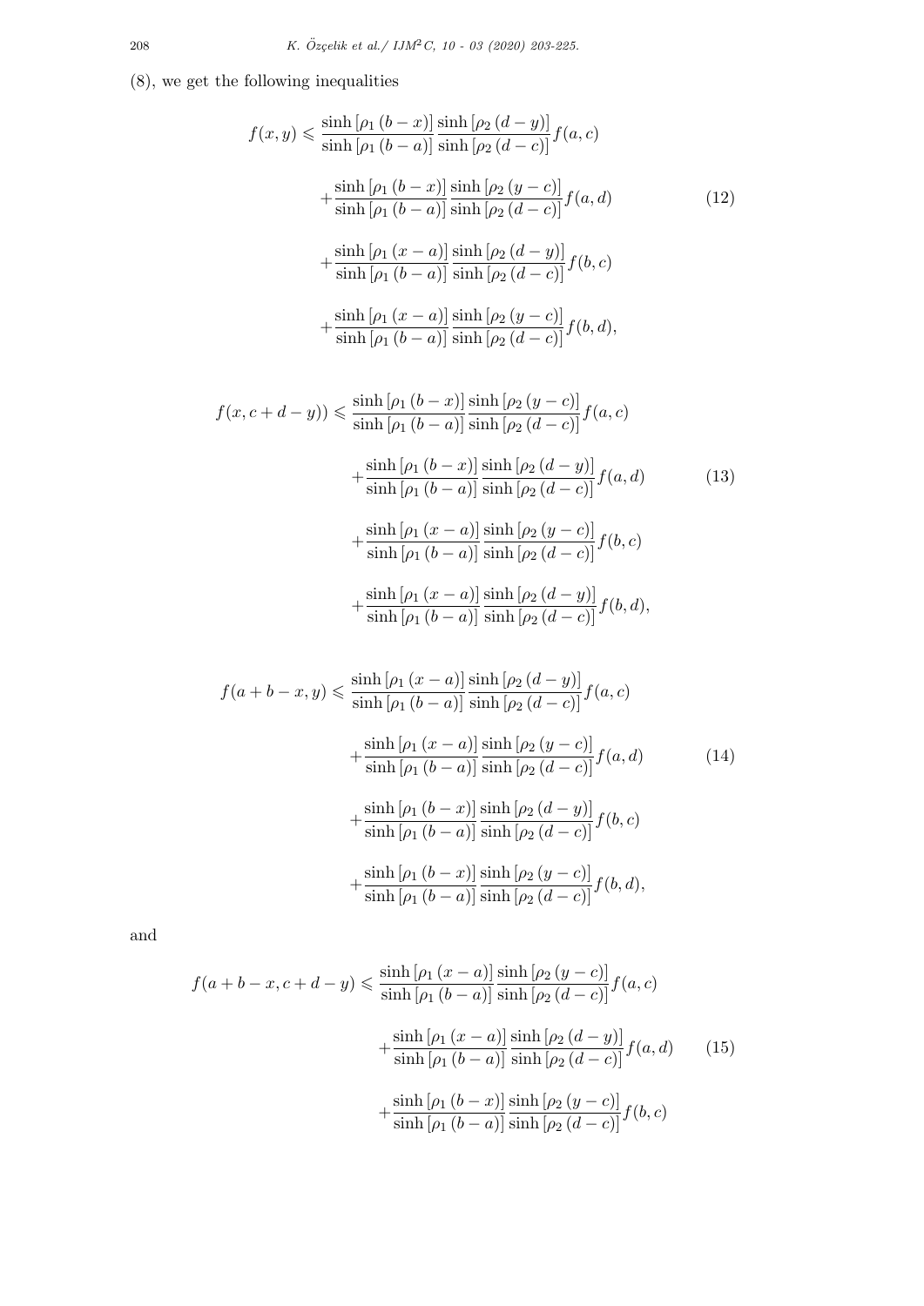(8), we get the following inequalities

$$
\begin{aligned}
f(x,y) \leqslant & \frac{\sinh\left[\rho_1\left(b-x\right)\right]}{\sinh\left[\rho_1\left(b-a\right)\right]}\frac{\sinh\left[\rho_2\left(d-y\right)\right]}{\sinh\left[\rho_2\left(d-c\right)\right]}f(a,c) \\
&+\frac{\sinh\left[\rho_1\left(b-x\right)\right]}{\sinh\left[\rho_1\left(b-a\right)\right]}\frac{\sinh\left[\rho_2\left(y-c\right)\right]}{\sinh\left[\rho_2\left(d-c\right)\right]}f(a,d) \\
&+\frac{\sinh\left[\rho_1\left(x-a\right)\right]}{\sinh\left[\rho_1\left(b-a\right)\right]}\frac{\sinh\left[\rho_2\left(d-y\right)\right]}{\sinh\left[\rho_2\left(d-c\right)\right]}f(b,c) \\
&+\frac{\sinh\left[\rho_1\left(x-a\right)\right]}{\sinh\left[\rho_1\left(b-a\right)\right]}\frac{\sinh\left[\rho_2\left(y-c\right)\right]}{\sinh\left[\rho_2\left(d-c\right)\right]}f(b,d),
\end{aligned} \tag{12}
$$

$$
\begin{aligned}
f(x,c+d-y)) \leqslant & \frac{\sinh\left[\rho_1\left(b-x\right)\right]}{\sinh\left[\rho_1\left(b-a\right)\right]}\frac{\sinh\left[\rho_2\left(y-c\right)\right]}{\sinh\left[\rho_2\left(d-c\right)\right]}f(a,c) \\
&+\frac{\sinh\left[\rho_1\left(b-x\right)\right]}{\sinh\left[\rho_1\left(b-a\right)\right]}\frac{\sinh\left[\rho_2\left(d-y\right)\right]}{\sinh\left[\rho_2\left(d-c\right)\right]}f(a,d) \\
&+\frac{\sinh\left[\rho_1\left(x-a\right)\right]}{\sinh\left[\rho_1\left(b-a\right)\right]}\frac{\sinh\left[\rho_2\left(y-c\right)\right]}{\sinh\left[\rho_2\left(d-c\right)\right]}f(b,c) \\
&+\frac{\sinh\left[\rho_1\left(x-a\right)\right]}{\sinh\left[\rho_1\left(b-a\right)\right]}\frac{\sinh\left[\rho_2\left(d-y\right)\right]}{\sinh\left[\rho_2\left(d-c\right)\right]}f(b,d),
\end{aligned} \tag{13}
$$

$$
\begin{aligned}
f(a+b-x,y) \leqslant & \frac{\sinh\left[\rho_1\left(x-a\right)\right]}{\sinh\left[\rho_1\left(b-a\right)\right]}\frac{\sinh\left[\rho_2\left(d-y\right)\right]}{\sinh\left[\rho_2\left(d-c\right)\right]}f(a,c) \\
&+\frac{\sinh\left[\rho_1\left(x-a\right)\right]}{\sinh\left[\rho_1\left(b-a\right)\right]}\frac{\sinh\left[\rho_2\left(y-c\right)\right]}{\sinh\left[\rho_2\left(d-c\right)\right]}f(a,d) \\
&+\frac{\sinh\left[\rho_1\left(b-x\right)\right]}{\sinh\left[\rho_1\left(b-a\right)\right]}\frac{\sinh\left[\rho_2\left(d-y\right)\right]}{\sinh\left[\rho_2\left(d-c\right)\right]}f(b,c) \\
&+\frac{\sinh\left[\rho_1\left(b-x\right)\right]}{\sinh\left[\rho_1\left(b-a\right)\right]}\frac{\sinh\left[\rho_2\left(y-c\right)\right]}{\sinh\left[\rho_2\left(d-c\right)\right]}f(b,d),
\end{aligned} \tag{14}
$$

and

$$
\begin{aligned}
f(a+b-x,c+d-y) \leqslant & \frac{\sinh\left[\rho_1\left(x-a\right)\right]}{\sinh\left[\rho_1\left(b-a\right)\right]}\frac{\sinh\left[\rho_2\left(y-c\right)\right]}{\sinh\left[\rho_2\left(d-c\right)\right]}f(a,c) \\
&+\frac{\sinh\left[\rho_1\left(x-a\right)\right]}{\sinh\left[\rho_1\left(b-a\right)\right]}\frac{\sinh\left[\rho_2\left(d-y\right)\right]}{\sinh\left[\rho_2\left(d-c\right)\right]}f(a,d) \\
&+\frac{\sinh\left[\rho_1\left(b-x\right)\right]}{\sinh\left[\rho_1\left(b-a\right)\right]}\frac{\sinh\left[\rho_2\left(y-c\right)\right]}{\sinh\left[\rho_2\left(d-c\right)\right]}f(b,c)
\end{aligned} \tag{15}
$$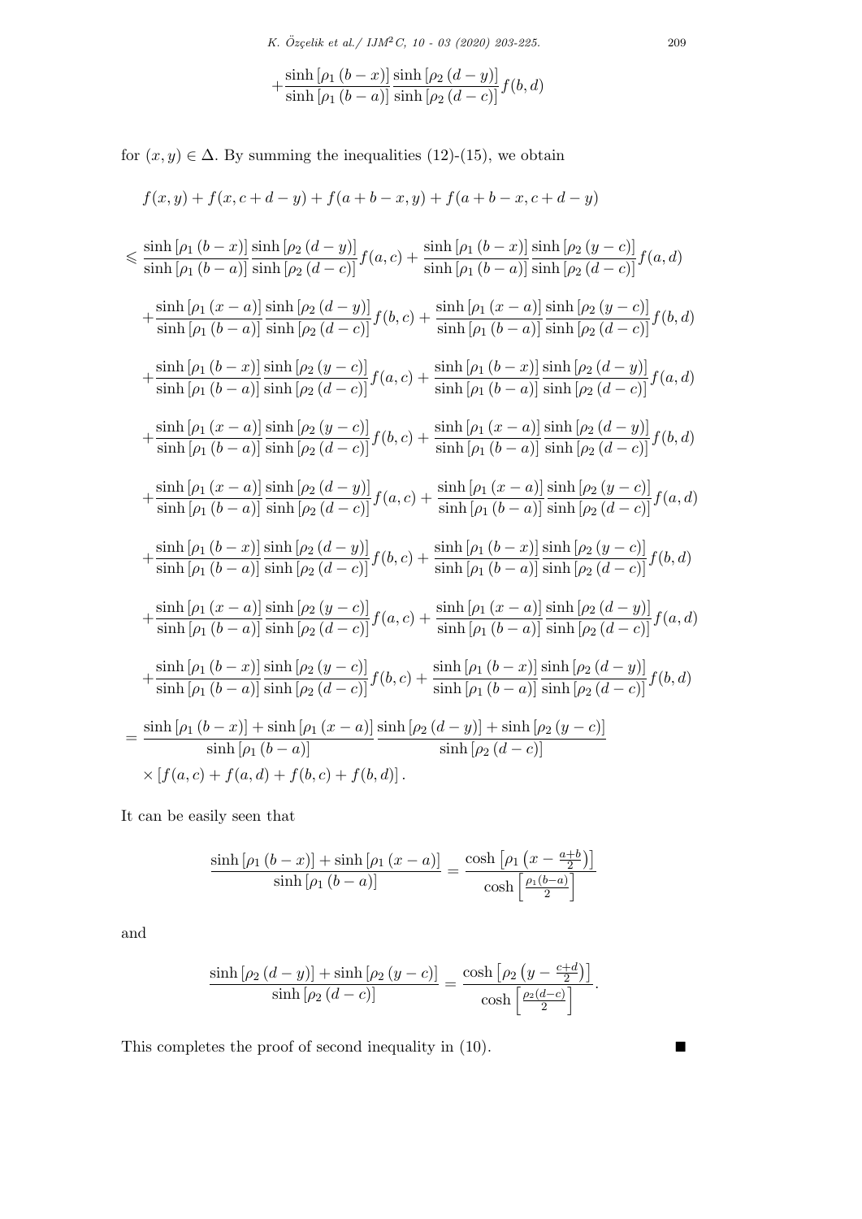$$+\frac{\sinh\left[\rho_1\left(b-x\right)\right]}{\sinh\left[\rho_1\left(b-a\right)\right]}\frac{\sinh\left[\rho_2\left(d-y\right)\right]}{\sinh\left[\rho_2\left(d-c\right)\right]}f(b,d)$$

for $(x,y)\in\Delta$. By summing the inequalities (12)-(15), we obtain

$$f(x,y)+f(x,c+d-y)+f(a+b-x,y)+f(a+b-x,c+d-y)$$

$$\begin{aligned}
&\leqslant \frac{\sinh\left[\rho_1\left(b-x\right)\right]}{\sinh\left[\rho_1\left(b-a\right)\right]}\frac{\sinh\left[\rho_2\left(d-y\right)\right]}{\sinh\left[\rho_2\left(d-c\right)\right]}f(a,c)+\frac{\sinh\left[\rho_1\left(b-x\right)\right]}{\sinh\left[\rho_1\left(b-a\right)\right]}\frac{\sinh\left[\rho_2\left(y-c\right)\right]}{\sinh\left[\rho_2\left(d-c\right)\right]}f(a,d)\\
&\quad+\frac{\sinh\left[\rho_1\left(x-a\right)\right]}{\sinh\left[\rho_1\left(b-a\right)\right]}\frac{\sinh\left[\rho_2\left(d-y\right)\right]}{\sinh\left[\rho_2\left(d-c\right)\right]}f(b,c)+\frac{\sinh\left[\rho_1\left(x-a\right)\right]}{\sinh\left[\rho_1\left(b-a\right)\right]}\frac{\sinh\left[\rho_2\left(y-c\right)\right]}{\sinh\left[\rho_2\left(d-c\right)\right]}f(b,d)\\
&\quad+\frac{\sinh\left[\rho_1\left(b-x\right)\right]}{\sinh\left[\rho_1\left(b-a\right)\right]}\frac{\sinh\left[\rho_2\left(y-c\right)\right]}{\sinh\left[\rho_2\left(d-c\right)\right]}f(a,c)+\frac{\sinh\left[\rho_1\left(b-x\right)\right]}{\sinh\left[\rho_1\left(b-a\right)\right]}\frac{\sinh\left[\rho_2\left(d-y\right)\right]}{\sinh\left[\rho_2\left(d-c\right)\right]}f(a,d)\\
&\quad+\frac{\sinh\left[\rho_1\left(x-a\right)\right]}{\sinh\left[\rho_1\left(b-a\right)\right]}\frac{\sinh\left[\rho_2\left(y-c\right)\right]}{\sinh\left[\rho_2\left(d-c\right)\right]}f(b,c)+\frac{\sinh\left[\rho_1\left(x-a\right)\right]}{\sinh\left[\rho_1\left(b-a\right)\right]}\frac{\sinh\left[\rho_2\left(d-y\right)\right]}{\sinh\left[\rho_2\left(d-c\right)\right]}f(b,d)\\
&\quad+\frac{\sinh\left[\rho_1\left(x-a\right)\right]}{\sinh\left[\rho_1\left(b-a\right)\right]}\frac{\sinh\left[\rho_2\left(d-y\right)\right]}{\sinh\left[\rho_2\left(d-c\right)\right]}f(a,c)+\frac{\sinh\left[\rho_1\left(x-a\right)\right]}{\sinh\left[\rho_1\left(b-a\right)\right]}\frac{\sinh\left[\rho_2\left(y-c\right)\right]}{\sinh\left[\rho_2\left(d-c\right)\right]}f(a,d)\\
&\quad+\frac{\sinh\left[\rho_1\left(b-x\right)\right]}{\sinh\left[\rho_1\left(b-a\right)\right]}\frac{\sinh\left[\rho_2\left(d-y\right)\right]}{\sinh\left[\rho_2\left(d-c\right)\right]}f(b,c)+\frac{\sinh\left[\rho_1\left(b-x\right)\right]}{\sinh\left[\rho_1\left(b-a\right)\right]}\frac{\sinh\left[\rho_2\left(y-c\right)\right]}{\sinh\left[\rho_2\left(d-c\right)\right]}f(b,d)\\
&\quad+\frac{\sinh\left[\rho_1\left(x-a\right)\right]}{\sinh\left[\rho_1\left(b-a\right)\right]}\frac{\sinh\left[\rho_2\left(y-c\right)\right]}{\sinh\left[\rho_2\left(d-c\right)\right]}f(a,c)+\frac{\sinh\left[\rho_1\left(x-a\right)\right]}{\sinh\left[\rho_1\left(b-a\right)\right]}\frac{\sinh\left[\rho_2\left(d-y\right)\right]}{\sinh\left[\rho_2\left(d-c\right)\right]}f(a,d)\\
&\quad+\frac{\sinh\left[\rho_1\left(b-x\right)\right]}{\sinh\left[\rho_1\left(b-a\right)\right]}\frac{\sinh\left[\rho_2\left(y-c\right)\right]}{\sinh\left[\rho_2\left(d-c\right)\right]}f(b,c)+\frac{\sinh\left[\rho_1\left(b-x\right)\right]}{\sinh\left[\rho_1\left(b-a\right)\right]}\frac{\sinh\left[\rho_2\left(d-y\right)\right]}{\sinh\left[\rho_2\left(d-c\right)\right]}f(b,d)\\
&=\frac{\sinh\left[\rho_1\left(b-x\right)\right]+\sinh\left[\rho_1\left(x-a\right)\right]}{\sinh\left[\rho_1\left(b-a\right)\right]}\frac{\sinh\left[\rho_2\left(d-y\right)\right]+\sinh\left[\rho_2\left(y-c\right)\right]}{\sinh\left[\rho_2\left(d-c\right)\right]}\\
&\quad\times\left[f(a,c)+f(a,d)+f(b,c)+f(b,d)\right].
\end{aligned}$$

It can be easily seen that

$$\frac{\sinh\left[\rho_1\left(b-x\right)\right]+\sinh\left[\rho_1\left(x-a\right)\right]}{\sinh\left[\rho_1\left(b-a\right)\right]}=\frac{\cosh\left[\rho_1\left(x-\frac{a+b}{2}\right)\right]}{\cosh\left[\frac{\rho_1(b-a)}{2}\right]}$$

and

$$\frac{\sinh\left[\rho_2\left(d-y\right)\right]+\sinh\left[\rho_2\left(y-c\right)\right]}{\sinh\left[\rho_2\left(d-c\right)\right]}=\frac{\cosh\left[\rho_2\left(y-\frac{c+d}{2}\right)\right]}{\cosh\left[\frac{\rho_2(d-c)}{2}\right]}.$$

This completes the proof of second inequality in (10). ■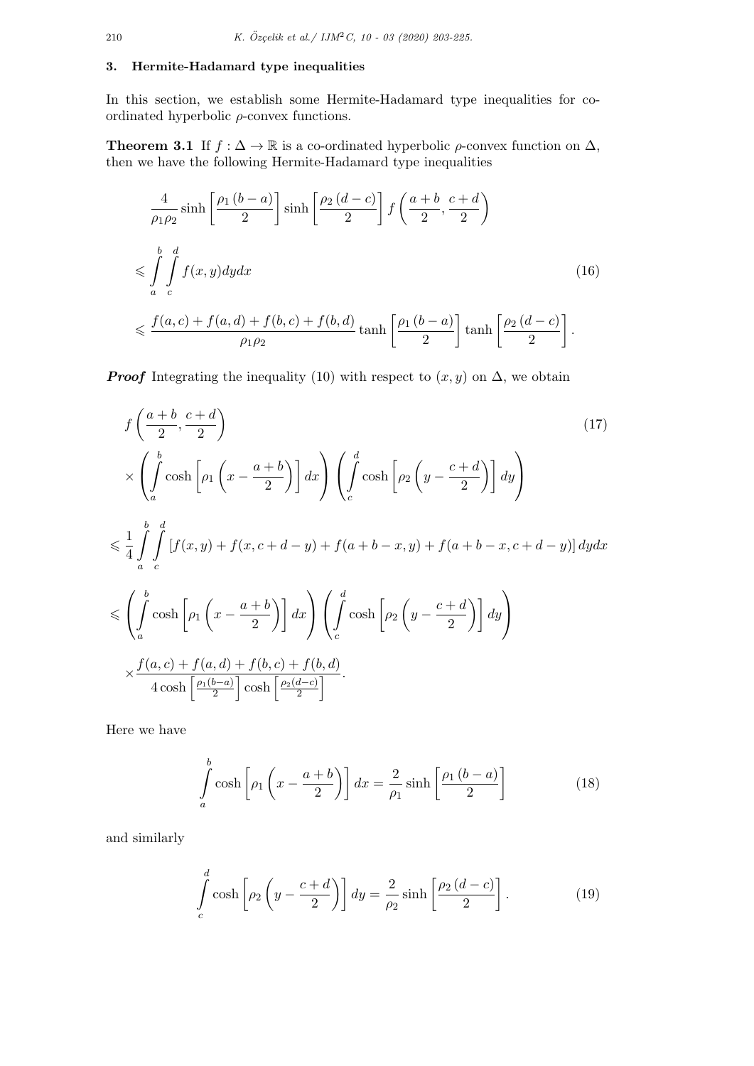## 3. Hermite-Hadamard type inequalities

In this section, we establish some Hermite-Hadamard type inequalities for co-ordinated hyperbolic $\rho$-convex functions.

**Theorem 3.1** If $f : \Delta \to \mathbb{R}$ is a co-ordinated hyperbolic $\rho$-convex function on $\Delta$, then we have the following Hermite-Hadamard type inequalities

$$\begin{aligned}
&\frac{4}{\rho_1 \rho_2} \sinh\left[\frac{\rho_1 (b-a)}{2}\right] \sinh\left[\frac{\rho_2 (d-c)}{2}\right] f\left(\frac{a+b}{2}, \frac{c+d}{2}\right) \\
&\leqslant \int_a^b \int_c^d f(x,y) dy dx \qquad (16) \\
&\leqslant \frac{f(a,c)+f(a,d)+f(b,c)+f(b,d)}{\rho_1 \rho_2} \tanh\left[\frac{\rho_1 (b-a)}{2}\right] \tanh\left[\frac{\rho_2 (d-c)}{2}\right].
\end{aligned}$$

***Proof*** Integrating the inequality (10) with respect to $(x, y)$ on $\Delta$, we obtain

$$\begin{aligned}
&f\left(\frac{a+b}{2}, \frac{c+d}{2}\right) \qquad (17) \\
&\times \left(\int_a^b \cosh\left[\rho_1 \left(x - \frac{a+b}{2}\right)\right] dx\right) \left(\int_c^d \cosh\left[\rho_2 \left(y - \frac{c+d}{2}\right)\right] dy\right) \\
&\leqslant \frac{1}{4} \int_a^b \int_c^d \left[f(x,y) + f(x, c+d-y) + f(a+b-x, y) + f(a+b-x, c+d-y)\right] dy dx \\
&\leqslant \left(\int_a^b \cosh\left[\rho_1 \left(x - \frac{a+b}{2}\right)\right] dx\right) \left(\int_c^d \cosh\left[\rho_2 \left(y - \frac{c+d}{2}\right)\right] dy\right) \\
&\times \frac{f(a,c)+f(a,d)+f(b,c)+f(b,d)}{4 \cosh\left[\frac{\rho_1 (b-a)}{2}\right] \cosh\left[\frac{\rho_2 (d-c)}{2}\right]}.
\end{aligned}$$

Here we have

$$\int_a^b \cosh\left[\rho_1 \left(x - \frac{a+b}{2}\right)\right] dx = \frac{2}{\rho_1} \sinh\left[\frac{\rho_1 (b-a)}{2}\right] \qquad (18)$$

and similarly

$$\int_c^d \cosh\left[\rho_2 \left(y - \frac{c+d}{2}\right)\right] dy = \frac{2}{\rho_2} \sinh\left[\frac{\rho_2 (d-c)}{2}\right]. \qquad (19)$$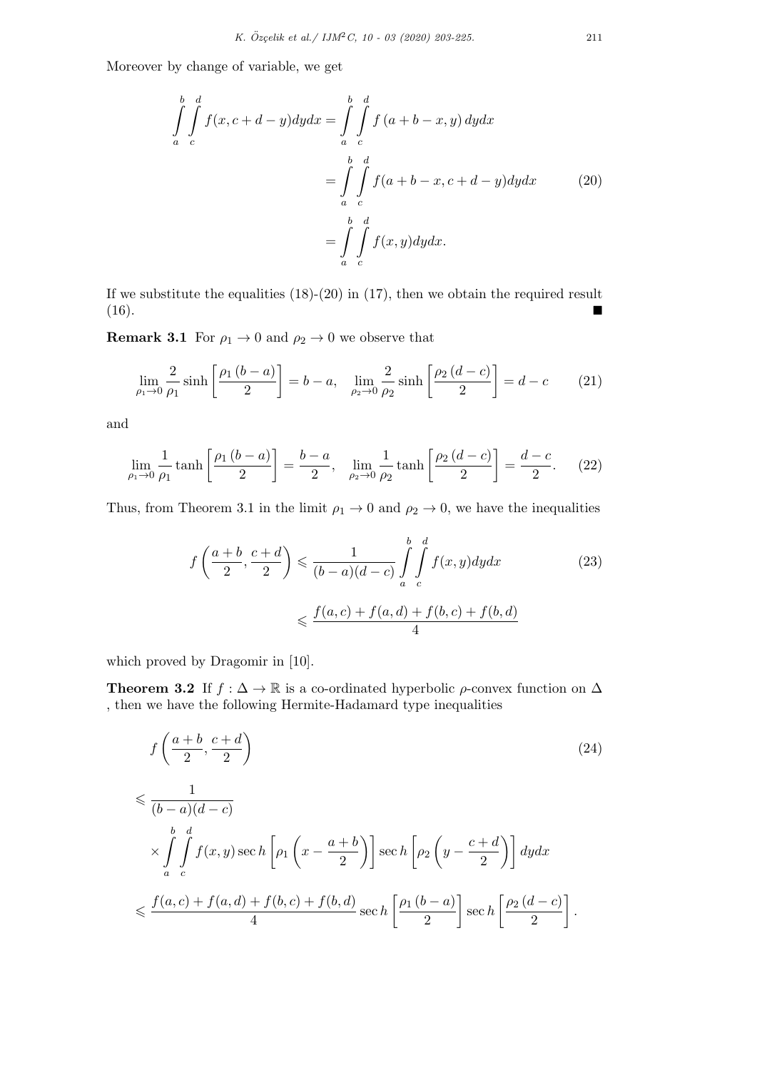Moreover by change of variable, we get

$$
\begin{aligned}
\int_a^b \int_c^d f(x, c+d-y) dy dx &= \int_a^b \int_c^d f(a+b-x, y) \, dy dx \\
&= \int_a^b \int_c^d f(a+b-x, c+d-y) dy dx \qquad (20) \\
&= \int_a^b \int_c^d f(x, y) dy dx.
\end{aligned}
$$

If we substitute the equalities (18)-(20) in (17), then we obtain the required result (16). ∎

**Remark 3.1** For $\rho_1 \to 0$ and $\rho_2 \to 0$ we observe that

$$
\lim_{\rho_1 \to 0} \frac{2}{\rho_1} \sinh\left[\frac{\rho_1 (b-a)}{2}\right] = b-a, \quad \lim_{\rho_2 \to 0} \frac{2}{\rho_2} \sinh\left[\frac{\rho_2 (d-c)}{2}\right] = d-c \qquad (21)
$$

and

$$
\lim_{\rho_1 \to 0} \frac{1}{\rho_1} \tanh\left[\frac{\rho_1 (b-a)}{2}\right] = \frac{b-a}{2}, \quad \lim_{\rho_2 \to 0} \frac{1}{\rho_2} \tanh\left[\frac{\rho_2 (d-c)}{2}\right] = \frac{d-c}{2}. \qquad (22)
$$

Thus, from Theorem 3.1 in the limit $\rho_1 \to 0$ and $\rho_2 \to 0$, we have the inequalities

$$
\begin{aligned}
f\left(\frac{a+b}{2}, \frac{c+d}{2}\right) &\leqslant \frac{1}{(b-a)(d-c)} \int_a^b \int_c^d f(x, y) dy dx \qquad (23) \\
&\leqslant \frac{f(a,c) + f(a,d) + f(b,c) + f(b,d)}{4}
\end{aligned}
$$

which proved by Dragomir in [10].

**Theorem 3.2** If $f : \Delta \to \mathbb{R}$ is a co-ordinated hyperbolic $\rho$-convex function on $\Delta$ , then we have the following Hermite-Hadamard type inequalities

$$
\begin{aligned}
& f\left(\frac{a+b}{2}, \frac{c+d}{2}\right) \qquad (24) \\
&\leqslant \frac{1}{(b-a)(d-c)} \\
&\quad \times \int_a^b \int_c^d f(x, y) \sec h\left[\rho_1 \left(x - \frac{a+b}{2}\right)\right] \sec h\left[\rho_2 \left(y - \frac{c+d}{2}\right)\right] dy dx \\
&\leqslant \frac{f(a,c) + f(a,d) + f(b,c) + f(b,d)}{4} \sec h\left[\frac{\rho_1 (b-a)}{2}\right] \sec h\left[\frac{\rho_2 (d-c)}{2}\right].
\end{aligned}
$$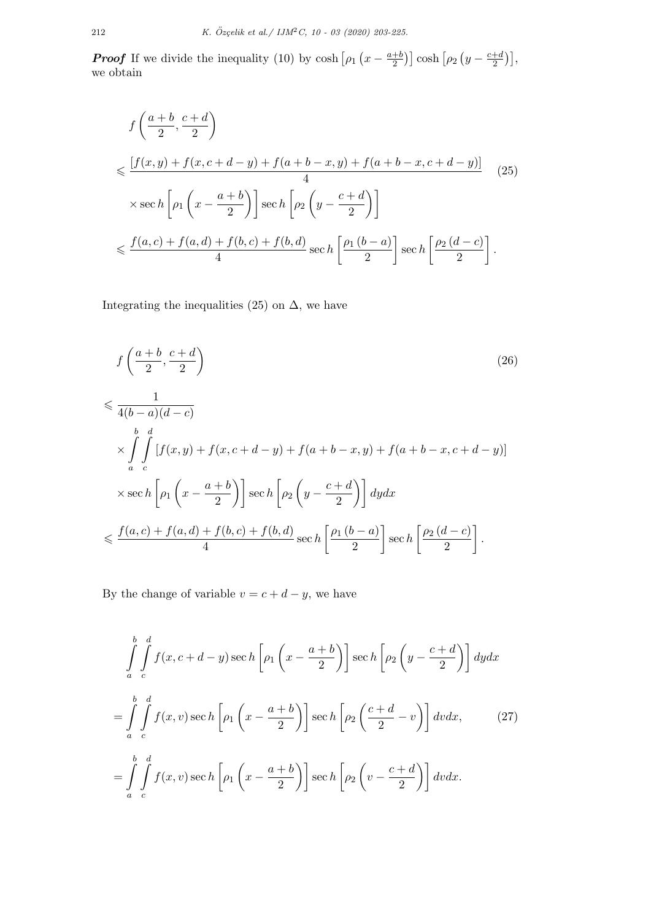***Proof*** If we divide the inequality (10) by $\cosh\left[\rho_1\left(x-\frac{a+b}{2}\right)\right]\cosh\left[\rho_2\left(y-\frac{c+d}{2}\right)\right]$, we obtain

$$
\begin{aligned}
& f\left(\frac{a+b}{2},\frac{c+d}{2}\right) \\
& \leqslant \frac{[f(x,y)+f(x,c+d-y)+f(a+b-x,y)+f(a+b-x,c+d-y)]}{4} \\
& \quad \times \sec h\left[\rho_1\left(x-\frac{a+b}{2}\right)\right]\sec h\left[\rho_2\left(y-\frac{c+d}{2}\right)\right] \\
& \leqslant \frac{f(a,c)+f(a,d)+f(b,c)+f(b,d)}{4}\sec h\left[\frac{\rho_1(b-a)}{2}\right]\sec h\left[\frac{\rho_2(d-c)}{2}\right].
\end{aligned} \tag{25}
$$

Integrating the inequalities (25) on $\Delta$, we have

$$
\begin{aligned}
& f\left(\frac{a+b}{2},\frac{c+d}{2}\right) \\
& \leqslant \frac{1}{4(b-a)(d-c)} \\
& \quad \times \int_a^b\int_c^d [f(x,y)+f(x,c+d-y)+f(a+b-x,y)+f(a+b-x,c+d-y)] \\
& \quad \times \sec h\left[\rho_1\left(x-\frac{a+b}{2}\right)\right]\sec h\left[\rho_2\left(y-\frac{c+d}{2}\right)\right]dydx \\
& \leqslant \frac{f(a,c)+f(a,d)+f(b,c)+f(b,d)}{4}\sec h\left[\frac{\rho_1(b-a)}{2}\right]\sec h\left[\frac{\rho_2(d-c)}{2}\right].
\end{aligned} \tag{26}
$$

By the change of variable $v=c+d-y$, we have

$$
\begin{aligned}
& \int_a^b\int_c^d f(x,c+d-y)\sec h\left[\rho_1\left(x-\frac{a+b}{2}\right)\right]\sec h\left[\rho_2\left(y-\frac{c+d}{2}\right)\right]dydx \\
& = \int_a^b\int_c^d f(x,v)\sec h\left[\rho_1\left(x-\frac{a+b}{2}\right)\right]\sec h\left[\rho_2\left(\frac{c+d}{2}-v\right)\right]dvdx, \\
& = \int_a^b\int_c^d f(x,v)\sec h\left[\rho_1\left(x-\frac{a+b}{2}\right)\right]\sec h\left[\rho_2\left(v-\frac{c+d}{2}\right)\right]dvdx.
\end{aligned} \tag{27}
$$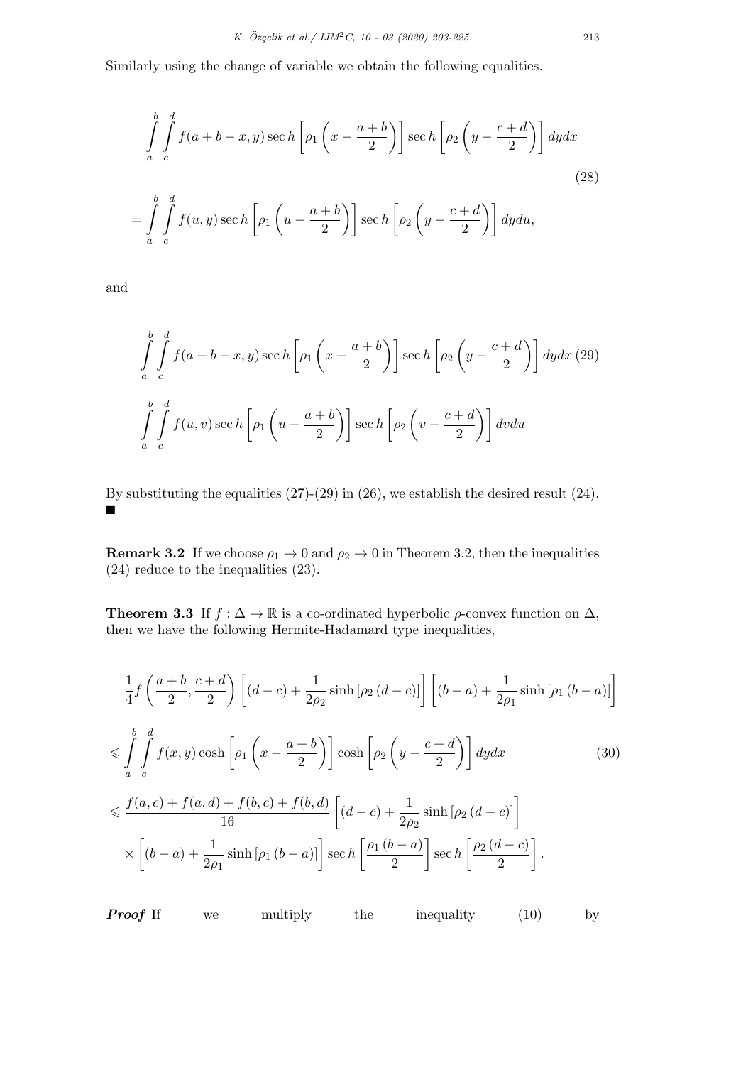Similarly using the change of variable we obtain the following equalities.

$$
\begin{aligned}
&\int_a^b \int_c^d f(a+b-x,y)\sec h\left[\rho_1\left(x-\frac{a+b}{2}\right)\right]\sec h\left[\rho_2\left(y-\frac{c+d}{2}\right)\right]dydx \\
&= \int_a^b \int_c^d f(u,y)\sec h\left[\rho_1\left(u-\frac{a+b}{2}\right)\right]\sec h\left[\rho_2\left(y-\frac{c+d}{2}\right)\right]dydu,
\end{aligned} \tag{28}
$$

and

$$
\int_a^b \int_c^d f(a+b-x,y)\sec h\left[\rho_1\left(x-\frac{a+b}{2}\right)\right]\sec h\left[\rho_2\left(y-\frac{c+d}{2}\right)\right]dydx \tag{29}
$$

$$
\int_a^b \int_c^d f(u,v)\sec h\left[\rho_1\left(u-\frac{a+b}{2}\right)\right]\sec h\left[\rho_2\left(v-\frac{c+d}{2}\right)\right]dvdu
$$

By substituting the equalities (27)-(29) in (26), we establish the desired result (24). ■

**Remark 3.2** If we choose $\rho_1 \to 0$ and $\rho_2 \to 0$ in Theorem 3.2, then the inequalities (24) reduce to the inequalities (23).

**Theorem 3.3** If $f : \Delta \to \mathbb{R}$ is a co-ordinated hyperbolic $\rho$-convex function on $\Delta$, then we have the following Hermite-Hadamard type inequalities,

$$
\begin{aligned}
&\frac{1}{4} f\left(\frac{a+b}{2}, \frac{c+d}{2}\right)\left[(d-c)+\frac{1}{2\rho_2}\sinh\left[\rho_2(d-c)\right]\right]\left[(b-a)+\frac{1}{2\rho_1}\sinh\left[\rho_1(b-a)\right]\right] \\
&\leqslant \int_a^b \int_c^d f(x,y)\cosh\left[\rho_1\left(x-\frac{a+b}{2}\right)\right]\cosh\left[\rho_2\left(y-\frac{c+d}{2}\right)\right]dydx \\
&\leqslant \frac{f(a,c)+f(a,d)+f(b,c)+f(b,d)}{16}\left[(d-c)+\frac{1}{2\rho_2}\sinh\left[\rho_2(d-c)\right]\right] \\
&\quad \times \left[(b-a)+\frac{1}{2\rho_1}\sinh\left[\rho_1(b-a)\right]\right]\sec h\left[\frac{\rho_1(b-a)}{2}\right]\sec h\left[\frac{\rho_2(d-c)}{2}\right].
\end{aligned} \tag{30}
$$

***Proof*** If we multiply the inequality (10) by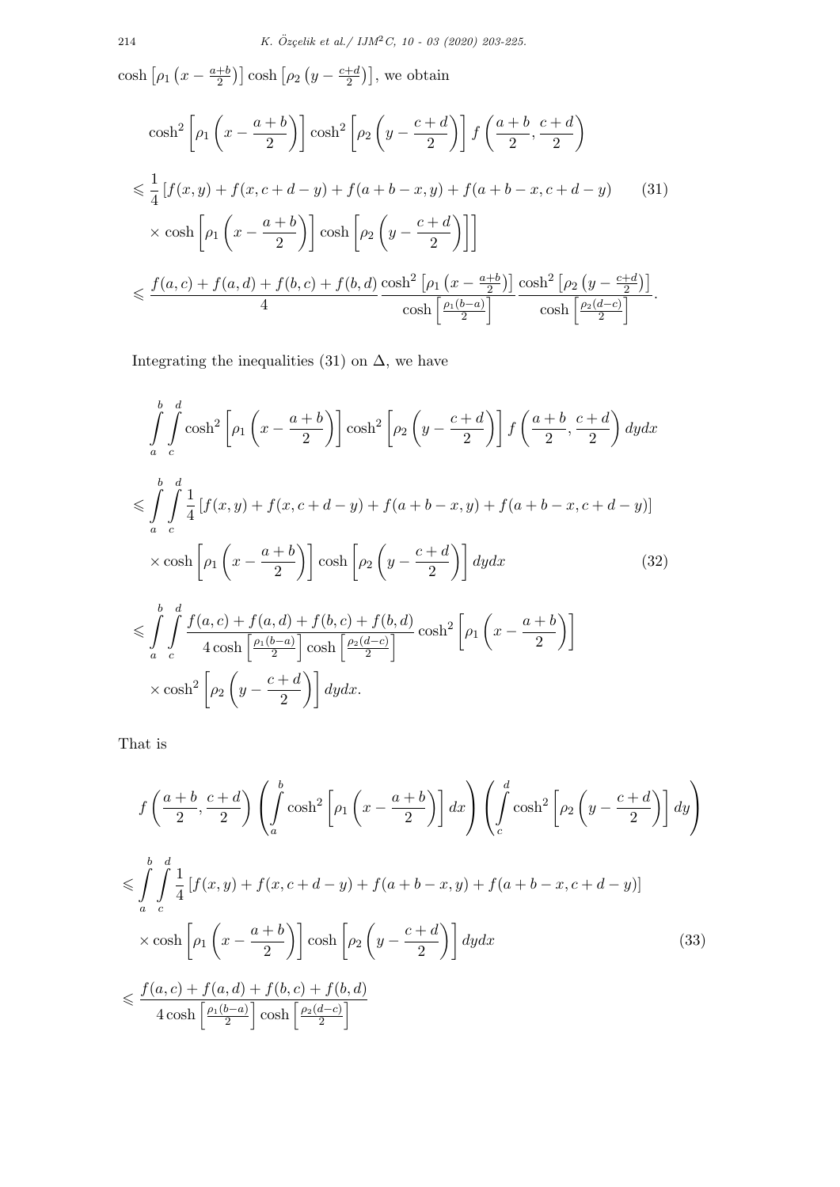$\cosh\left[\rho_1\left(x-\frac{a+b}{2}\right)\right]\cosh\left[\rho_2\left(y-\frac{c+d}{2}\right)\right]$, we obtain

$$
\begin{aligned}
&\cosh^2\left[\rho_1\left(x-\frac{a+b}{2}\right)\right]\cosh^2\left[\rho_2\left(y-\frac{c+d}{2}\right)\right] f\left(\frac{a+b}{2},\frac{c+d}{2}\right)\\
&\leqslant \frac{1}{4}\left[f(x,y)+f(x,c+d-y)+f(a+b-x,y)+f(a+b-x,c+d-y)\right. \qquad (31)\\
&\quad \left.\times \cosh\left[\rho_1\left(x-\frac{a+b}{2}\right)\right]\cosh\left[\rho_2\left(y-\frac{c+d}{2}\right)\right]\right]\\
&\leqslant \frac{f(a,c)+f(a,d)+f(b,c)+f(b,d)}{4}\frac{\cosh^2\left[\rho_1\left(x-\frac{a+b}{2}\right)\right]}{\cosh\left[\frac{\rho_1(b-a)}{2}\right]}\frac{\cosh^2\left[\rho_2\left(y-\frac{c+d}{2}\right)\right]}{\cosh\left[\frac{\rho_2(d-c)}{2}\right]}.
\end{aligned}
$$

Integrating the inequalities (31) on $\Delta$, we have

$$
\begin{aligned}
&\int_a^b\int_c^d \cosh^2\left[\rho_1\left(x-\frac{a+b}{2}\right)\right]\cosh^2\left[\rho_2\left(y-\frac{c+d}{2}\right)\right] f\left(\frac{a+b}{2},\frac{c+d}{2}\right)dydx\\
&\leqslant \int_a^b\int_c^d \frac{1}{4}\left[f(x,y)+f(x,c+d-y)+f(a+b-x,y)+f(a+b-x,c+d-y)\right]\\
&\quad \times \cosh\left[\rho_1\left(x-\frac{a+b}{2}\right)\right]\cosh\left[\rho_2\left(y-\frac{c+d}{2}\right)\right]dydx \qquad (32)\\
&\leqslant \int_a^b\int_c^d \frac{f(a,c)+f(a,d)+f(b,c)+f(b,d)}{4\cosh\left[\frac{\rho_1(b-a)}{2}\right]\cosh\left[\frac{\rho_2(d-c)}{2}\right]}\cosh^2\left[\rho_1\left(x-\frac{a+b}{2}\right)\right]\\
&\quad \times \cosh^2\left[\rho_2\left(y-\frac{c+d}{2}\right)\right]dydx.
\end{aligned}
$$

That is

$$
\begin{aligned}
&f\left(\frac{a+b}{2},\frac{c+d}{2}\right)\left(\int_a^b \cosh^2\left[\rho_1\left(x-\frac{a+b}{2}\right)\right]dx\right)\left(\int_c^d \cosh^2\left[\rho_2\left(y-\frac{c+d}{2}\right)\right]dy\right)\\
&\leqslant \int_a^b\int_c^d \frac{1}{4}\left[f(x,y)+f(x,c+d-y)+f(a+b-x,y)+f(a+b-x,c+d-y)\right]\\
&\quad \times \cosh\left[\rho_1\left(x-\frac{a+b}{2}\right)\right]\cosh\left[\rho_2\left(y-\frac{c+d}{2}\right)\right]dydx \qquad (33)\\
&\leqslant \frac{f(a,c)+f(a,d)+f(b,c)+f(b,d)}{4\cosh\left[\frac{\rho_1(b-a)}{2}\right]\cosh\left[\frac{\rho_2(d-c)}{2}\right]}
\end{aligned}
$$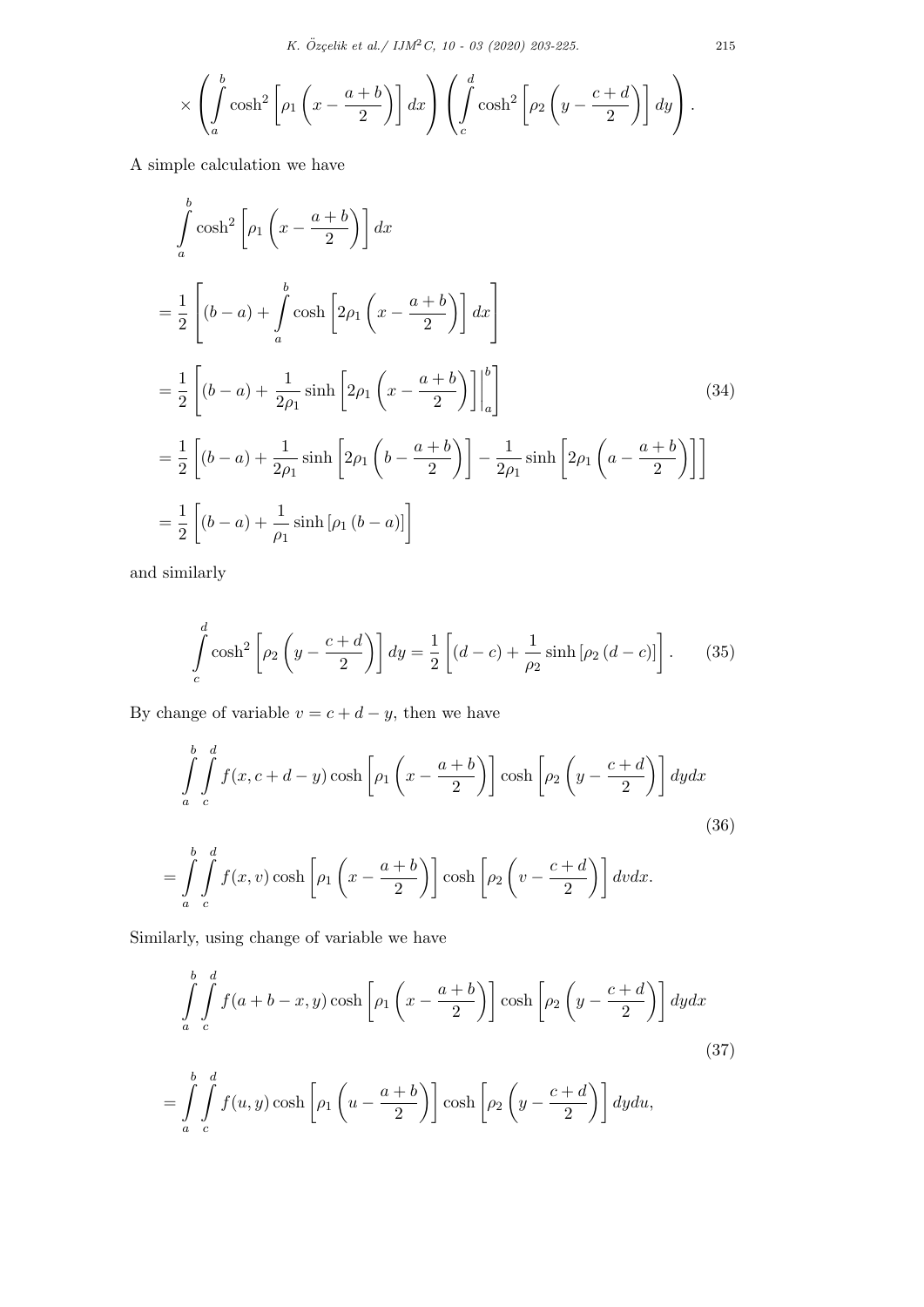$$\times \left( \int_a^b \cosh^2 \left[ \rho_1 \left( x - \frac{a+b}{2} \right) \right] dx \right) \left( \int_c^d \cosh^2 \left[ \rho_2 \left( y - \frac{c+d}{2} \right) \right] dy \right).$$

A simple calculation we have

$$\begin{aligned}
&\int_a^b \cosh^2 \left[ \rho_1 \left( x - \frac{a+b}{2} \right) \right] dx \\
&= \frac{1}{2} \left[ (b-a) + \int_a^b \cosh \left[ 2\rho_1 \left( x - \frac{a+b}{2} \right) \right] dx \right] \\
&= \frac{1}{2} \left[ (b-a) + \frac{1}{2\rho_1} \sinh \left[ 2\rho_1 \left( x - \frac{a+b}{2} \right) \right] \Big|_a^b \right] \qquad (34) \\
&= \frac{1}{2} \left[ (b-a) + \frac{1}{2\rho_1} \sinh \left[ 2\rho_1 \left( b - \frac{a+b}{2} \right) \right] - \frac{1}{2\rho_1} \sinh \left[ 2\rho_1 \left( a - \frac{a+b}{2} \right) \right] \right] \\
&= \frac{1}{2} \left[ (b-a) + \frac{1}{\rho_1} \sinh \left[ \rho_1 (b-a) \right] \right]
\end{aligned}$$

and similarly

$$\int_c^d \cosh^2 \left[ \rho_2 \left( y - \frac{c+d}{2} \right) \right] dy = \frac{1}{2} \left[ (d-c) + \frac{1}{\rho_2} \sinh \left[ \rho_2 (d-c) \right] \right]. \qquad (35)$$

By change of variable $v = c + d - y$, then we have

$$\begin{aligned}
&\int_a^b \int_c^d f(x, c+d-y) \cosh \left[ \rho_1 \left( x - \frac{a+b}{2} \right) \right] \cosh \left[ \rho_2 \left( y - \frac{c+d}{2} \right) \right] dy dx \\
&\qquad\qquad\qquad\qquad\qquad\qquad\qquad\qquad\qquad\qquad\qquad\qquad\qquad\qquad (36) \\
&= \int_a^b \int_c^d f(x, v) \cosh \left[ \rho_1 \left( x - \frac{a+b}{2} \right) \right] \cosh \left[ \rho_2 \left( v - \frac{c+d}{2} \right) \right] dv dx.
\end{aligned}$$

Similarly, using change of variable we have

$$\begin{aligned}
&\int_a^b \int_c^d f(a+b-x, y) \cosh \left[ \rho_1 \left( x - \frac{a+b}{2} \right) \right] \cosh \left[ \rho_2 \left( y - \frac{c+d}{2} \right) \right] dy dx \\
&\qquad\qquad\qquad\qquad\qquad\qquad\qquad\qquad\qquad\qquad\qquad\qquad\qquad\qquad (37) \\
&= \int_a^b \int_c^d f(u, y) \cosh \left[ \rho_1 \left( u - \frac{a+b}{2} \right) \right] \cosh \left[ \rho_2 \left( y - \frac{c+d}{2} \right) \right] dy du,
\end{aligned}$$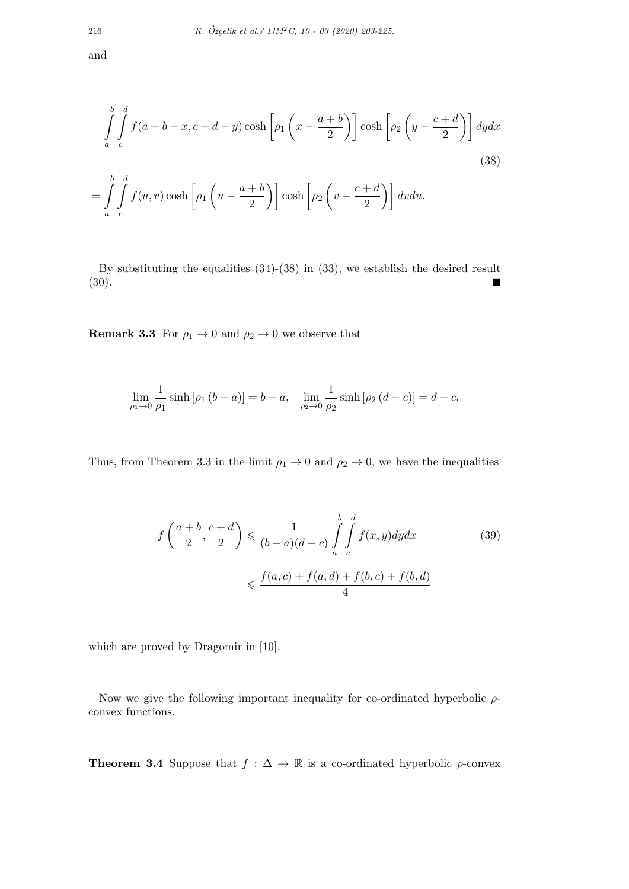and

$$
\int_a^b \int_c^d f(a+b-x, c+d-y) \cosh\left[\rho_1\left(x - \frac{a+b}{2}\right)\right] \cosh\left[\rho_2\left(y - \frac{c+d}{2}\right)\right] dydx
$$

$$
= \int_a^b \int_c^d f(u,v) \cosh\left[\rho_1\left(u - \frac{a+b}{2}\right)\right] \cosh\left[\rho_2\left(v - \frac{c+d}{2}\right)\right] dvdu. \tag{38}
$$

By substituting the equalities (34)-(38) in (33), we establish the desired result (30). ∎

**Remark 3.3** For $\rho_1 \to 0$ and $\rho_2 \to 0$ we observe that

$$
\lim_{\rho_1 \to 0} \frac{1}{\rho_1} \sinh\left[\rho_1 (b-a)\right] = b-a, \quad \lim_{\rho_2 \to 0} \frac{1}{\rho_2} \sinh\left[\rho_2 (d-c)\right] = d-c.
$$

Thus, from Theorem 3.3 in the limit $\rho_1 \to 0$ and $\rho_2 \to 0$, we have the inequalities

$$
\begin{aligned}
f\left(\frac{a+b}{2}, \frac{c+d}{2}\right) &\leqslant \frac{1}{(b-a)(d-c)} \int_a^b \int_c^d f(x,y) dydx \\
&\leqslant \frac{f(a,c) + f(a,d) + f(b,c) + f(b,d)}{4}
\end{aligned} \tag{39}
$$

which are proved by Dragomir in [10].

Now we give the following important inequality for co-ordinated hyperbolic $\rho$-convex functions.

**Theorem 3.4** Suppose that $f : \Delta \to \mathbb{R}$ is a co-ordinated hyperbolic $\rho$-convex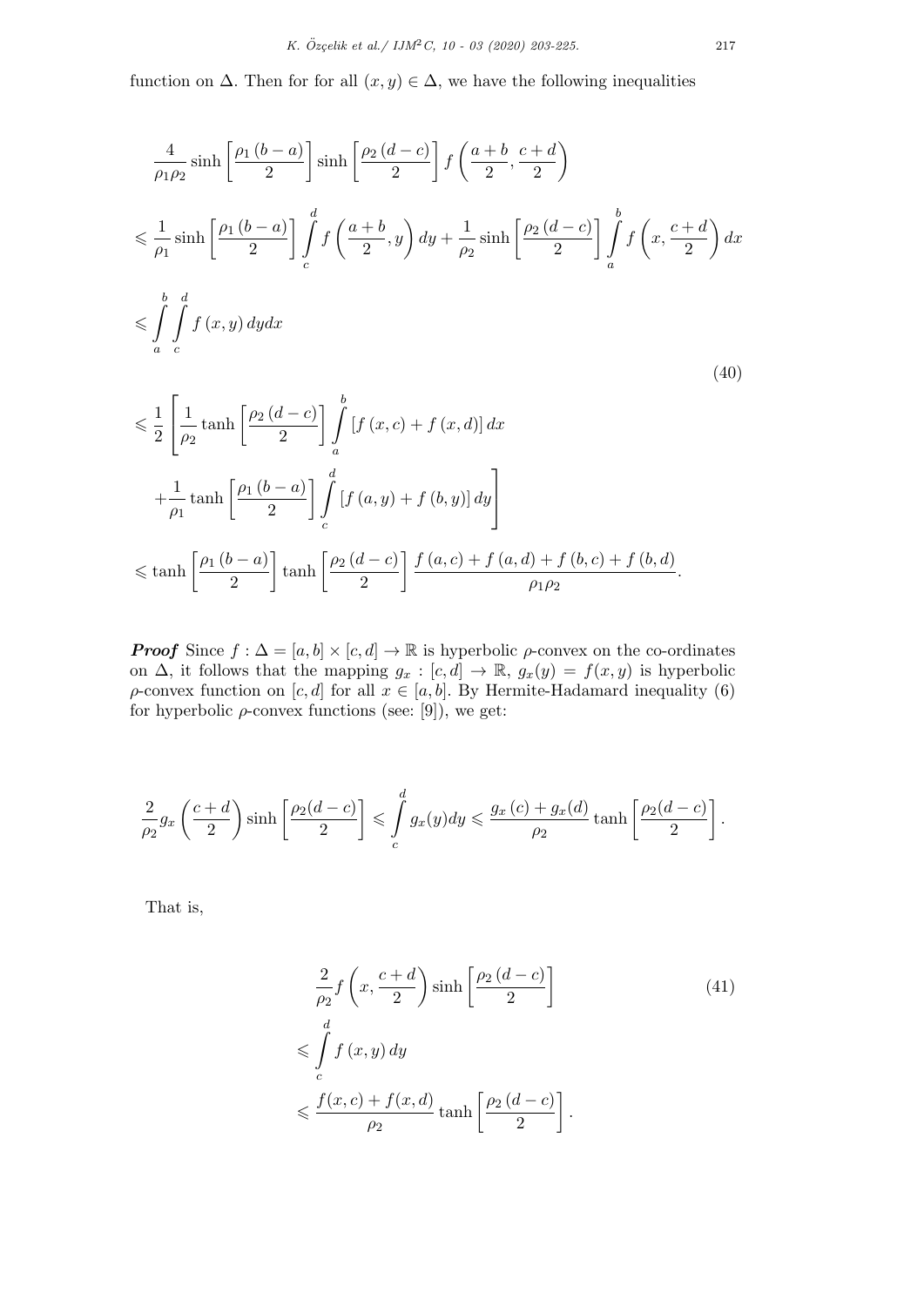function on $\Delta$. Then for for all $(x, y) \in \Delta$, we have the following inequalities

$$
\begin{aligned}
&\frac{4}{\rho_1 \rho_2} \sinh\left[\frac{\rho_1 (b-a)}{2}\right] \sinh\left[\frac{\rho_2 (d-c)}{2}\right] f\left(\frac{a+b}{2}, \frac{c+d}{2}\right) \\
&\leqslant \frac{1}{\rho_1} \sinh\left[\frac{\rho_1 (b-a)}{2}\right] \int_c^d f\left(\frac{a+b}{2}, y\right) dy + \frac{1}{\rho_2} \sinh\left[\frac{\rho_2 (d-c)}{2}\right] \int_a^b f\left(x, \frac{c+d}{2}\right) dx \\
&\leqslant \int_a^b \int_c^d f(x,y)\, dy dx \\
&\leqslant \frac{1}{2}\left[\frac{1}{\rho_2} \tanh\left[\frac{\rho_2 (d-c)}{2}\right] \int_a^b \left[f(x,c) + f(x,d)\right] dx \right. \\
&\quad \left. + \frac{1}{\rho_1} \tanh\left[\frac{\rho_1 (b-a)}{2}\right] \int_c^d \left[f(a,y) + f(b,y)\right] dy \right] \\
&\leqslant \tanh\left[\frac{\rho_1 (b-a)}{2}\right] \tanh\left[\frac{\rho_2 (d-c)}{2}\right] \frac{f(a,c) + f(a,d) + f(b,c) + f(b,d)}{\rho_1 \rho_2}.
\end{aligned}
\tag{40}
$$

***Proof*** Since $f : \Delta = [a,b] \times [c,d] \to \mathbb{R}$ is hyperbolic $\rho$-convex on the co-ordinates on $\Delta$, it follows that the mapping $g_x : [c,d] \to \mathbb{R}$, $g_x(y) = f(x,y)$ is hyperbolic $\rho$-convex function on $[c,d]$ for all $x \in [a,b]$. By Hermite-Hadamard inequality (6) for hyperbolic $\rho$-convex functions (see: [9]), we get:

$$
\frac{2}{\rho_2} g_x\left(\frac{c+d}{2}\right) \sinh\left[\frac{\rho_2(d-c)}{2}\right] \leqslant \int_c^d g_x(y) dy \leqslant \frac{g_x(c) + g_x(d)}{\rho_2} \tanh\left[\frac{\rho_2(d-c)}{2}\right].
$$

That is,

$$
\begin{aligned}
&\frac{2}{\rho_2} f\left(x, \frac{c+d}{2}\right) \sinh\left[\frac{\rho_2 (d-c)}{2}\right] \\
&\leqslant \int_c^d f(x,y)\, dy \\
&\leqslant \frac{f(x,c) + f(x,d)}{\rho_2} \tanh\left[\frac{\rho_2 (d-c)}{2}\right].
\end{aligned}
\tag{41}
$$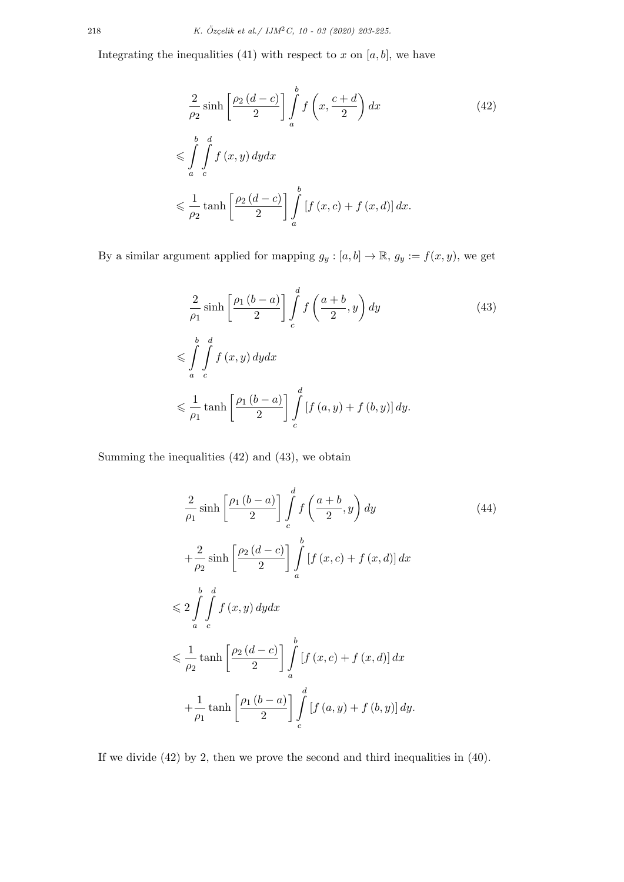Integrating the inequalities (41) with respect to $x$ on $[a, b]$, we have

$$
\begin{aligned}
&\frac{2}{\rho_2}\sinh\left[\frac{\rho_2(d-c)}{2}\right]\int_a^b f\left(x,\frac{c+d}{2}\right)dx \\
&\leqslant \int_a^b\int_c^d f(x,y)\,dydx \\
&\leqslant \frac{1}{\rho_2}\tanh\left[\frac{\rho_2(d-c)}{2}\right]\int_a^b [f(x,c)+f(x,d)]\,dx.
\end{aligned} \tag{42}
$$

By a similar argument applied for mapping $g_y : [a, b] \to \mathbb{R}$, $g_y := f(x, y)$, we get

$$
\begin{aligned}
&\frac{2}{\rho_1}\sinh\left[\frac{\rho_1(b-a)}{2}\right]\int_c^d f\left(\frac{a+b}{2},y\right)dy \\
&\leqslant \int_a^b\int_c^d f(x,y)\,dydx \\
&\leqslant \frac{1}{\rho_1}\tanh\left[\frac{\rho_1(b-a)}{2}\right]\int_c^d [f(a,y)+f(b,y)]\,dy.
\end{aligned} \tag{43}
$$

Summing the inequalities (42) and (43), we obtain

$$
\begin{aligned}
&\frac{2}{\rho_1}\sinh\left[\frac{\rho_1(b-a)}{2}\right]\int_c^d f\left(\frac{a+b}{2},y\right)dy \\
&+\frac{2}{\rho_2}\sinh\left[\frac{\rho_2(d-c)}{2}\right]\int_a^b [f(x,c)+f(x,d)]\,dx \\
&\leqslant 2\int_a^b\int_c^d f(x,y)\,dydx \\
&\leqslant \frac{1}{\rho_2}\tanh\left[\frac{\rho_2(d-c)}{2}\right]\int_a^b [f(x,c)+f(x,d)]\,dx \\
&+\frac{1}{\rho_1}\tanh\left[\frac{\rho_1(b-a)}{2}\right]\int_c^d [f(a,y)+f(b,y)]\,dy.
\end{aligned} \tag{44}
$$

If we divide (42) by 2, then we prove the second and third inequalities in (40).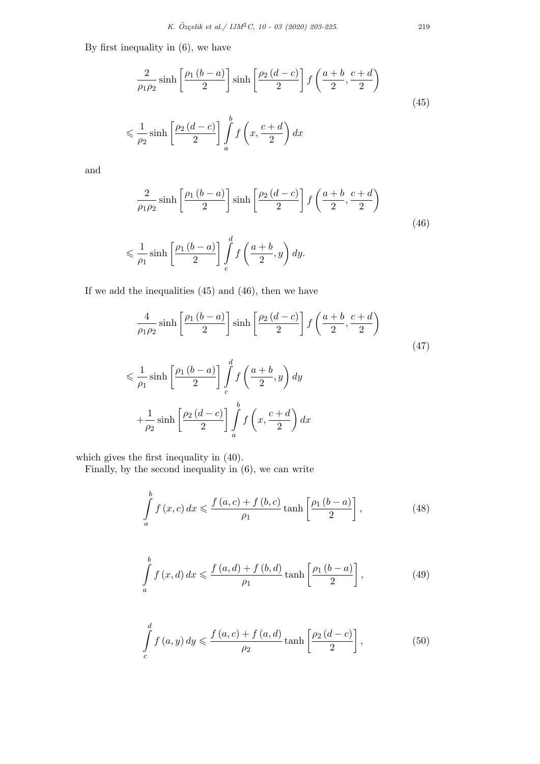By first inequality in (6), we have

$$
\begin{aligned}
&\frac{2}{\rho_1\rho_2}\sinh\left[\frac{\rho_1(b-a)}{2}\right]\sinh\left[\frac{\rho_2(d-c)}{2}\right]f\left(\frac{a+b}{2},\frac{c+d}{2}\right)\\
&\leqslant \frac{1}{\rho_2}\sinh\left[\frac{\rho_2(d-c)}{2}\right]\int_a^b f\left(x,\frac{c+d}{2}\right)dx
\end{aligned} \tag{45}
$$

and

$$
\begin{aligned}
&\frac{2}{\rho_1\rho_2}\sinh\left[\frac{\rho_1(b-a)}{2}\right]\sinh\left[\frac{\rho_2(d-c)}{2}\right]f\left(\frac{a+b}{2},\frac{c+d}{2}\right)\\
&\leqslant \frac{1}{\rho_1}\sinh\left[\frac{\rho_1(b-a)}{2}\right]\int_c^d f\left(\frac{a+b}{2},y\right)dy.
\end{aligned} \tag{46}
$$

If we add the inequalities (45) and (46), then we have

$$
\begin{aligned}
&\frac{4}{\rho_1\rho_2}\sinh\left[\frac{\rho_1(b-a)}{2}\right]\sinh\left[\frac{\rho_2(d-c)}{2}\right]f\left(\frac{a+b}{2},\frac{c+d}{2}\right)\\
&\leqslant \frac{1}{\rho_1}\sinh\left[\frac{\rho_1(b-a)}{2}\right]\int_c^d f\left(\frac{a+b}{2},y\right)dy\\
&\quad+\frac{1}{\rho_2}\sinh\left[\frac{\rho_2(d-c)}{2}\right]\int_a^b f\left(x,\frac{c+d}{2}\right)dx
\end{aligned} \tag{47}
$$

which gives the first inequality in (40).

Finally, by the second inequality in (6), we can write

$$
\int_a^b f(x,c)\,dx \leqslant \frac{f(a,c)+f(b,c)}{\rho_1}\tanh\left[\frac{\rho_1(b-a)}{2}\right], \tag{48}
$$

$$
\int_a^b f(x,d)\,dx \leqslant \frac{f(a,d)+f(b,d)}{\rho_1}\tanh\left[\frac{\rho_1(b-a)}{2}\right], \tag{49}
$$

$$
\int_c^d f(a,y)\,dy \leqslant \frac{f(a,c)+f(a,d)}{\rho_2}\tanh\left[\frac{\rho_2(d-c)}{2}\right], \tag{50}
$$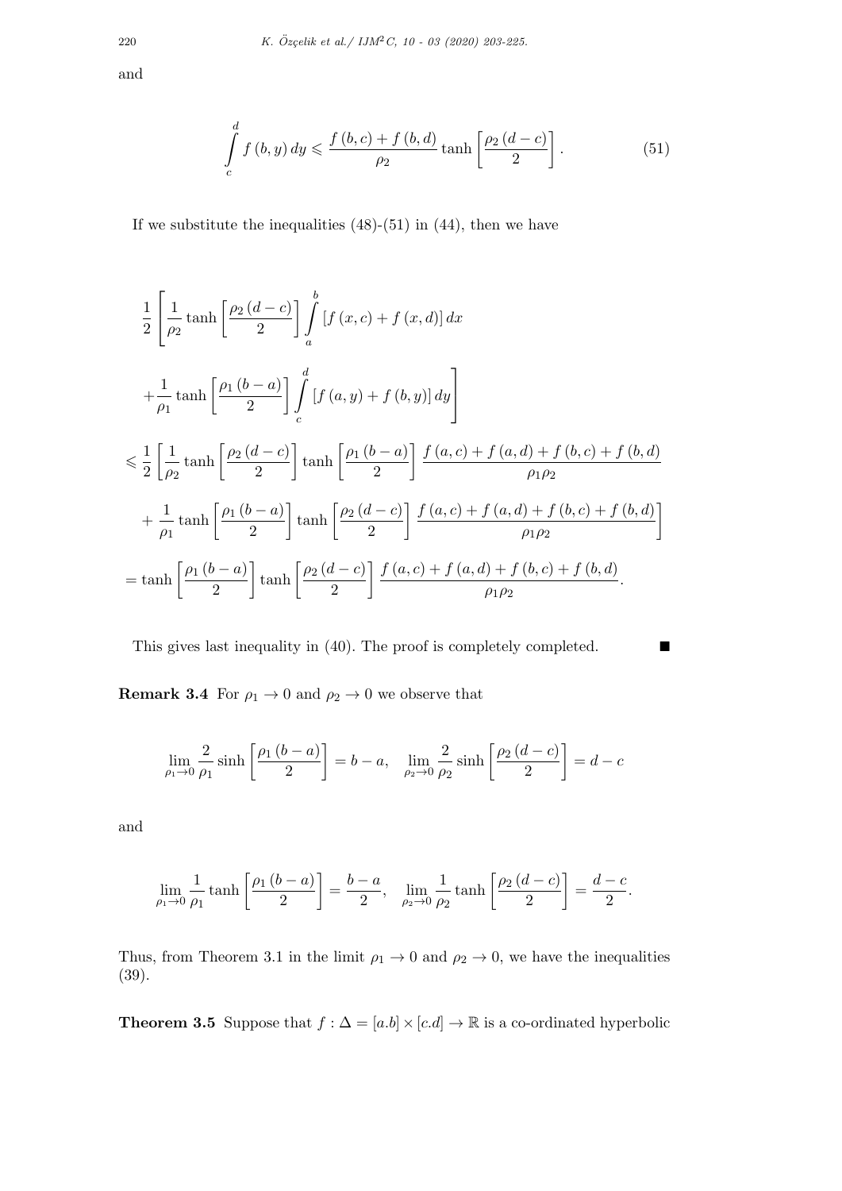and

$$\int_{c}^{d} f(b,y)\,dy \leqslant \frac{f(b,c)+f(b,d)}{\rho_2}\tanh\left[\frac{\rho_2(d-c)}{2}\right]. \tag{51}$$

If we substitute the inequalities (48)-(51) in (44), then we have

$$\begin{aligned}
&\frac{1}{2}\left[\frac{1}{\rho_2}\tanh\left[\frac{\rho_2(d-c)}{2}\right]\int_{a}^{b}\left[f(x,c)+f(x,d)\right]dx\right. \\
&\left.+\frac{1}{\rho_1}\tanh\left[\frac{\rho_1(b-a)}{2}\right]\int_{c}^{d}\left[f(a,y)+f(b,y)\right]dy\right] \\
&\leqslant \frac{1}{2}\left[\frac{1}{\rho_2}\tanh\left[\frac{\rho_2(d-c)}{2}\right]\tanh\left[\frac{\rho_1(b-a)}{2}\right]\frac{f(a,c)+f(a,d)+f(b,c)+f(b,d)}{\rho_1\rho_2}\right. \\
&\left.+\frac{1}{\rho_1}\tanh\left[\frac{\rho_1(b-a)}{2}\right]\tanh\left[\frac{\rho_2(d-c)}{2}\right]\frac{f(a,c)+f(a,d)+f(b,c)+f(b,d)}{\rho_1\rho_2}\right] \\
&=\tanh\left[\frac{\rho_1(b-a)}{2}\right]\tanh\left[\frac{\rho_2(d-c)}{2}\right]\frac{f(a,c)+f(a,d)+f(b,c)+f(b,d)}{\rho_1\rho_2}.
\end{aligned}$$

This gives last inequality in (40). The proof is completely completed. ■

**Remark 3.4** For $\rho_1 \to 0$ and $\rho_2 \to 0$ we observe that

$$\lim_{\rho_1\to 0}\frac{2}{\rho_1}\sinh\left[\frac{\rho_1(b-a)}{2}\right]=b-a, \quad \lim_{\rho_2\to 0}\frac{2}{\rho_2}\sinh\left[\frac{\rho_2(d-c)}{2}\right]=d-c$$

and

$$\lim_{\rho_1\to 0}\frac{1}{\rho_1}\tanh\left[\frac{\rho_1(b-a)}{2}\right]=\frac{b-a}{2}, \quad \lim_{\rho_2\to 0}\frac{1}{\rho_2}\tanh\left[\frac{\rho_2(d-c)}{2}\right]=\frac{d-c}{2}.$$

Thus, from Theorem 3.1 in the limit $\rho_1 \to 0$ and $\rho_2 \to 0$, we have the inequalities (39).

**Theorem 3.5** Suppose that $f : \Delta = [a.b] \times [c.d] \to \mathbb{R}$ is a co-ordinated hyperbolic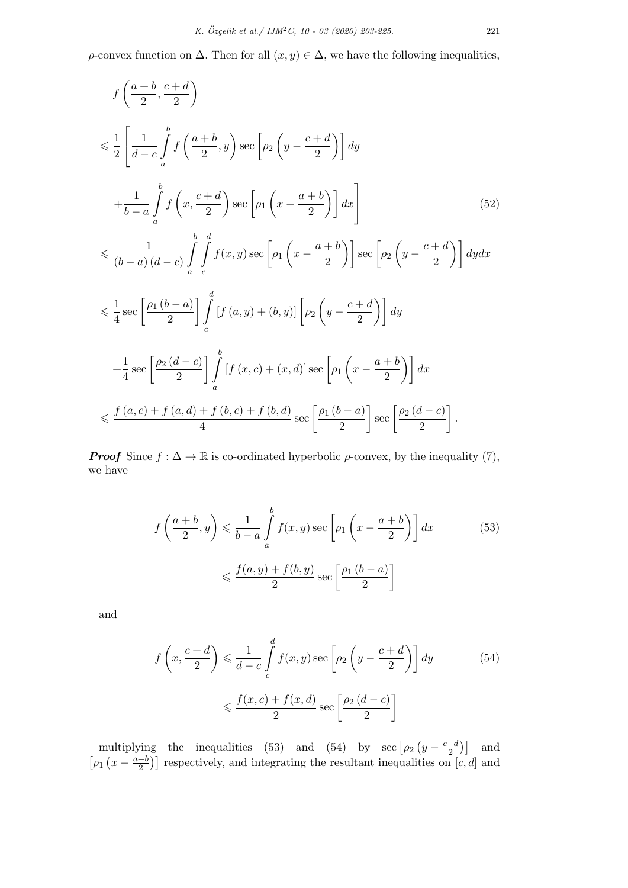$\rho$-convex function on $\Delta$. Then for all $(x, y) \in \Delta$, we have the following inequalities,

$$
\begin{aligned}
& f\left(\frac{a+b}{2}, \frac{c+d}{2}\right) \\
& \leqslant \frac{1}{2}\left[\frac{1}{d-c} \int_a^b f\left(\frac{a+b}{2}, y\right) \sec \left[\rho_2\left(y-\frac{c+d}{2}\right)\right] dy\right. \\
& \left.+\frac{1}{b-a} \int_a^b f\left(x, \frac{c+d}{2}\right) \sec \left[\rho_1\left(x-\frac{a+b}{2}\right)\right] dx\right] \\
& \leqslant \frac{1}{(b-a)(d-c)} \int_a^b \int_c^d f(x, y) \sec \left[\rho_1\left(x-\frac{a+b}{2}\right)\right] \sec \left[\rho_2\left(y-\frac{c+d}{2}\right)\right] dy dx \\
& \leqslant \frac{1}{4} \sec \left[\frac{\rho_1(b-a)}{2}\right] \int_c^d [f(a, y)+(b, y)]\left[\rho_2\left(y-\frac{c+d}{2}\right)\right] dy \\
& +\frac{1}{4} \sec \left[\frac{\rho_2(d-c)}{2}\right] \int_a^b [f(x, c)+(x, d)] \sec \left[\rho_1\left(x-\frac{a+b}{2}\right)\right] dx \\
& \leqslant \frac{f(a, c)+f(a, d)+f(b, c)+f(b, d)}{4} \sec \left[\frac{\rho_1(b-a)}{2}\right] \sec \left[\frac{\rho_2(d-c)}{2}\right] .
\end{aligned}
\tag{52}
$$

***Proof*** Since $f : \Delta \to \mathbb{R}$ is co-ordinated hyperbolic $\rho$-convex, by the inequality (7), we have

$$
\begin{aligned}
f\left(\frac{a+b}{2}, y\right) & \leqslant \frac{1}{b-a} \int_a^b f(x, y) \sec \left[\rho_1\left(x-\frac{a+b}{2}\right)\right] dx \\
& \leqslant \frac{f(a, y)+f(b, y)}{2} \sec \left[\frac{\rho_1(b-a)}{2}\right]
\end{aligned}
\tag{53}
$$

and

$$
\begin{aligned}
f\left(x, \frac{c+d}{2}\right) & \leqslant \frac{1}{d-c} \int_c^d f(x, y) \sec \left[\rho_2\left(y-\frac{c+d}{2}\right)\right] dy \\
& \leqslant \frac{f(x, c)+f(x, d)}{2} \sec \left[\frac{\rho_2(d-c)}{2}\right]
\end{aligned}
\tag{54}
$$

multiplying the inequalities (53) and (54) by $\sec\left[\rho_2\left(y-\frac{c+d}{2}\right)\right]$ and $\left[\rho_1\left(x-\frac{a+b}{2}\right)\right]$ respectively, and integrating the resultant inequalities on $[c, d]$ and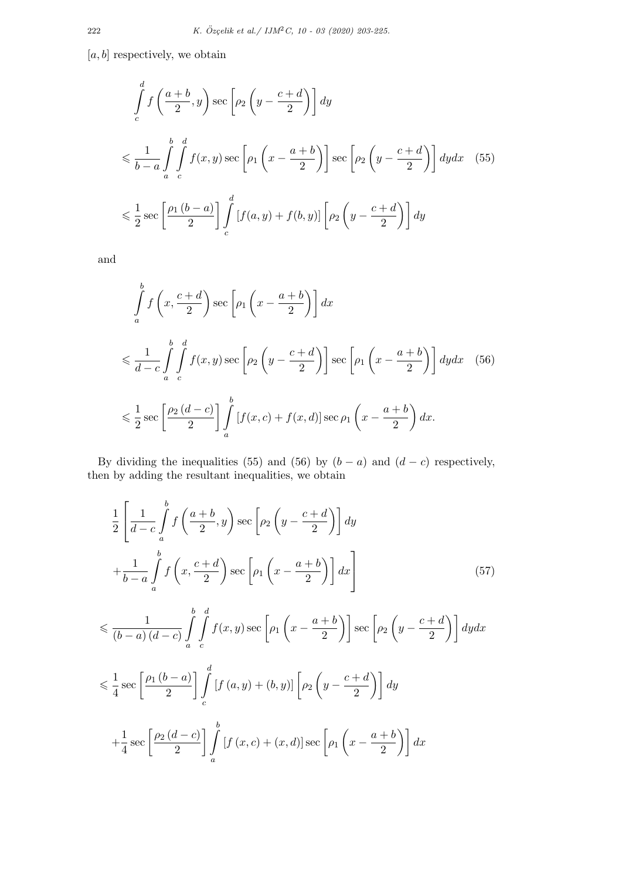$[a, b]$ respectively, we obtain

$$
\begin{aligned}
&\int_c^d f\left(\frac{a+b}{2}, y\right) \sec\left[\rho_2\left(y - \frac{c+d}{2}\right)\right] dy \\
&\leqslant \frac{1}{b-a} \int_a^b \int_c^d f(x,y) \sec\left[\rho_1\left(x - \frac{a+b}{2}\right)\right] \sec\left[\rho_2\left(y - \frac{c+d}{2}\right)\right] dy dx \quad (55) \\
&\leqslant \frac{1}{2} \sec\left[\frac{\rho_1 (b-a)}{2}\right] \int_c^d [f(a,y) + f(b,y)] \left[\rho_2\left(y - \frac{c+d}{2}\right)\right] dy
\end{aligned}
$$

and

$$
\begin{aligned}
&\int_a^b f\left(x, \frac{c+d}{2}\right) \sec\left[\rho_1\left(x - \frac{a+b}{2}\right)\right] dx \\
&\leqslant \frac{1}{d-c} \int_a^b \int_c^d f(x,y) \sec\left[\rho_2\left(y - \frac{c+d}{2}\right)\right] \sec\left[\rho_1\left(x - \frac{a+b}{2}\right)\right] dy dx \quad (56) \\
&\leqslant \frac{1}{2} \sec\left[\frac{\rho_2 (d-c)}{2}\right] \int_a^b [f(x,c) + f(x,d)] \sec \rho_1\left(x - \frac{a+b}{2}\right) dx.
\end{aligned}
$$

By dividing the inequalities (55) and (56) by $(b-a)$ and $(d-c)$ respectively, then by adding the resultant inequalities, we obtain

$$
\begin{aligned}
&\frac{1}{2}\left[\frac{1}{d-c} \int_a^b f\left(\frac{a+b}{2}, y\right) \sec\left[\rho_2\left(y - \frac{c+d}{2}\right)\right] dy \right. \\
&\left. + \frac{1}{b-a} \int_a^b f\left(x, \frac{c+d}{2}\right) \sec\left[\rho_1\left(x - \frac{a+b}{2}\right)\right] dx\right] \quad (57) \\
&\leqslant \frac{1}{(b-a)(d-c)} \int_a^b \int_c^d f(x,y) \sec\left[\rho_1\left(x - \frac{a+b}{2}\right)\right] \sec\left[\rho_2\left(y - \frac{c+d}{2}\right)\right] dy dx \\
&\leqslant \frac{1}{4} \sec\left[\frac{\rho_1 (b-a)}{2}\right] \int_c^d [f(a,y) + (b,y)] \left[\rho_2\left(y - \frac{c+d}{2}\right)\right] dy \\
&+ \frac{1}{4} \sec\left[\frac{\rho_2 (d-c)}{2}\right] \int_a^b [f(x,c) + (x,d)] \sec\left[\rho_1\left(x - \frac{a+b}{2}\right)\right] dx
\end{aligned}
$$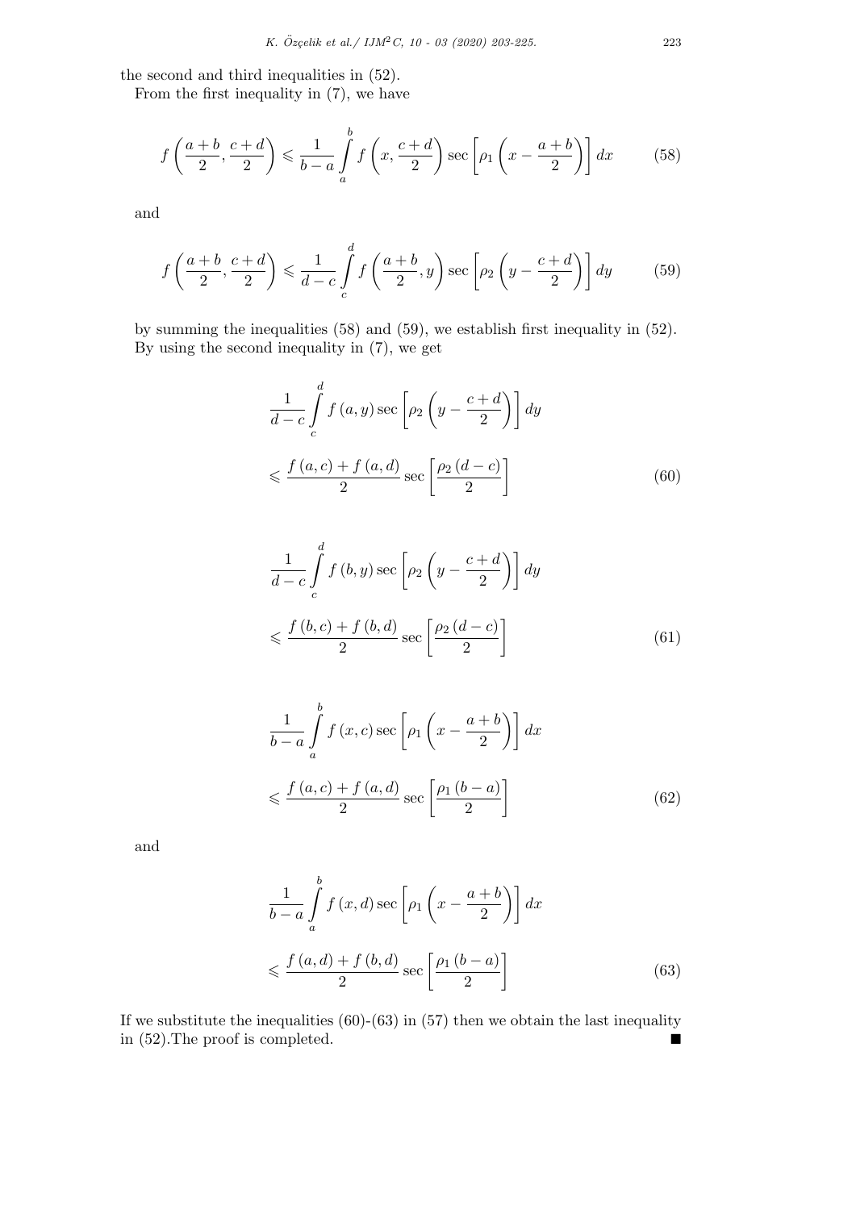the second and third inequalities in (52).

From the first inequality in (7), we have

$$f\left(\frac{a+b}{2},\frac{c+d}{2}\right)\leqslant\frac{1}{b-a}\int\limits_{a}^{b}f\left(x,\frac{c+d}{2}\right)\sec\left[\rho_1\left(x-\frac{a+b}{2}\right)\right]dx \tag{58}$$

and

$$f\left(\frac{a+b}{2},\frac{c+d}{2}\right)\leqslant\frac{1}{d-c}\int\limits_{c}^{d}f\left(\frac{a+b}{2},y\right)\sec\left[\rho_2\left(y-\frac{c+d}{2}\right)\right]dy \tag{59}$$

by summing the inequalities (58) and (59), we establish first inequality in (52). By using the second inequality in (7), we get

$$\begin{aligned}&\frac{1}{d-c}\int\limits_{c}^{d}f\left(a,y\right)\sec\left[\rho_2\left(y-\frac{c+d}{2}\right)\right]dy\\&\leqslant\frac{f\left(a,c\right)+f\left(a,d\right)}{2}\sec\left[\frac{\rho_2\left(d-c\right)}{2}\right]\end{aligned} \tag{60}$$

$$\begin{aligned}&\frac{1}{d-c}\int\limits_{c}^{d}f\left(b,y\right)\sec\left[\rho_2\left(y-\frac{c+d}{2}\right)\right]dy\\&\leqslant\frac{f\left(b,c\right)+f\left(b,d\right)}{2}\sec\left[\frac{\rho_2\left(d-c\right)}{2}\right]\end{aligned} \tag{61}$$

$$\begin{aligned}&\frac{1}{b-a}\int\limits_{a}^{b}f\left(x,c\right)\sec\left[\rho_1\left(x-\frac{a+b}{2}\right)\right]dx\\&\leqslant\frac{f\left(a,c\right)+f\left(a,d\right)}{2}\sec\left[\frac{\rho_1\left(b-a\right)}{2}\right]\end{aligned} \tag{62}$$

and

$$\begin{aligned}&\frac{1}{b-a}\int\limits_{a}^{b}f\left(x,d\right)\sec\left[\rho_1\left(x-\frac{a+b}{2}\right)\right]dx\\&\leqslant\frac{f\left(a,d\right)+f\left(b,d\right)}{2}\sec\left[\frac{\rho_1\left(b-a\right)}{2}\right]\end{aligned} \tag{63}$$

If we substitute the inequalities (60)-(63) in (57) then we obtain the last inequality in (52).The proof is completed. ∎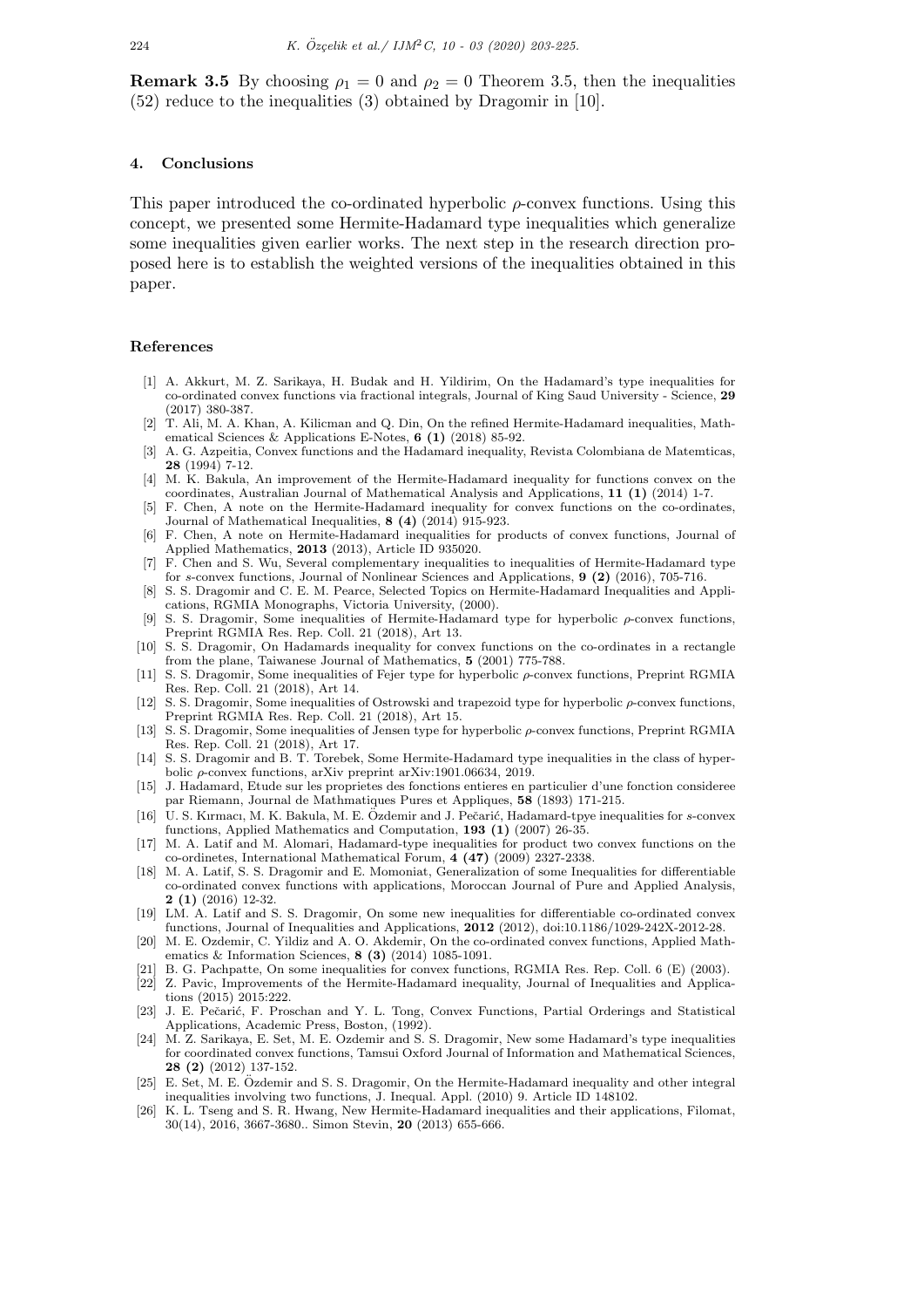**Remark 3.5** By choosing $\rho_1 = 0$ and $\rho_2 = 0$ Theorem 3.5, then the inequalities (52) reduce to the inequalities (3) obtained by Dragomir in [10].

## 4. Conclusions

This paper introduced the co-ordinated hyperbolic $\rho$-convex functions. Using this concept, we presented some Hermite-Hadamard type inequalities which generalize some inequalities given earlier works. The next step in the research direction proposed here is to establish the weighted versions of the inequalities obtained in this paper.

## References

[1] A. Akkurt, M. Z. Sarikaya, H. Budak and H. Yildirim, On the Hadamard's type inequalities for co-ordinated convex functions via fractional integrals, Journal of King Saud University - Science, **29** (2017) 380-387.

[2] T. Ali, M. A. Khan, A. Kilicman and Q. Din, On the refined Hermite-Hadamard inequalities, Mathematical Sciences & Applications E-Notes, **6 (1)** (2018) 85-92.

[3] A. G. Azpeitia, Convex functions and the Hadamard inequality, Revista Colombiana de Matemticas, **28** (1994) 7-12.

[4] M. K. Bakula, An improvement of the Hermite-Hadamard inequality for functions convex on the coordinates, Australian Journal of Mathematical Analysis and Applications, **11 (1)** (2014) 1-7.

[5] F. Chen, A note on the Hermite-Hadamard inequality for convex functions on the co-ordinates, Journal of Mathematical Inequalities, **8 (4)** (2014) 915-923.

[6] F. Chen, A note on Hermite-Hadamard inequalities for products of convex functions, Journal of Applied Mathematics, **2013** (2013), Article ID 935020.

[7] F. Chen and S. Wu, Several complementary inequalities to inequalities of Hermite-Hadamard type for $s$-convex functions, Journal of Nonlinear Sciences and Applications, **9 (2)** (2016), 705-716.

[8] S. S. Dragomir and C. E. M. Pearce, Selected Topics on Hermite-Hadamard Inequalities and Applications, RGMIA Monographs, Victoria University, (2000).

[9] S. S. Dragomir, Some inequalities of Hermite-Hadamard type for hyperbolic $\rho$-convex functions, Preprint RGMIA Res. Rep. Coll. 21 (2018), Art 13.

[10] S. S. Dragomir, On Hadamards inequality for convex functions on the co-ordinates in a rectangle from the plane, Taiwanese Journal of Mathematics, **5** (2001) 775-788.

[11] S. S. Dragomir, Some inequalities of Fejer type for hyperbolic $\rho$-convex functions, Preprint RGMIA Res. Rep. Coll. 21 (2018), Art 14.

[12] S. S. Dragomir, Some inequalities of Ostrowski and trapezoid type for hyperbolic $\rho$-convex functions, Preprint RGMIA Res. Rep. Coll. 21 (2018), Art 15.

[13] S. S. Dragomir, Some inequalities of Jensen type for hyperbolic $\rho$-convex functions, Preprint RGMIA Res. Rep. Coll. 21 (2018), Art 17.

[14] S. S. Dragomir and B. T. Torebek, Some Hermite-Hadamard type inequalities in the class of hyperbolic $\rho$-convex functions, arXiv preprint arXiv:1901.06634, 2019.

[15] J. Hadamard, Etude sur les proprietes des fonctions entieres en particulier d'une fonction consideree par Riemann, Journal de Mathmatiques Pures et Appliques, **58** (1893) 171-215.

[16] U. S. Kırmacı, M. K. Bakula, M. E. Özdemir and J. Pečarić, Hadamard-tpye inequalities for $s$-convex functions, Applied Mathematics and Computation, **193 (1)** (2007) 26-35.

[17] M. A. Latif and M. Alomari, Hadamard-type inequalities for product two convex functions on the co-ordinetes, International Mathematical Forum, **4 (47)** (2009) 2327-2338.

[18] M. A. Latif, S. S. Dragomir and E. Momoniat, Generalization of some Inequalities for differentiable co-ordinated convex functions with applications, Moroccan Journal of Pure and Applied Analysis, **2 (1)** (2016) 12-32.

[19] LM. A. Latif and S. S. Dragomir, On some new inequalities for differentiable co-ordinated convex functions, Journal of Inequalities and Applications, **2012** (2012), doi:10.1186/1029-242X-2012-28.

[20] M. E. Ozdemir, C. Yildiz and A. O. Akdemir, On the co-ordinated convex functions, Applied Mathematics & Information Sciences, **8 (3)** (2014) 1085-1091.

[21] B. G. Pachpatte, On some inequalities for convex functions, RGMIA Res. Rep. Coll. 6 (E) (2003).

[22] Z. Pavic, Improvements of the Hermite-Hadamard inequality, Journal of Inequalities and Applications (2015) 2015:222.

[23] J. E. Pečarić, F. Proschan and Y. L. Tong, Convex Functions, Partial Orderings and Statistical Applications, Academic Press, Boston, (1992).

[24] M. Z. Sarikaya, E. Set, M. E. Ozdemir and S. S. Dragomir, New some Hadamard's type inequalities for coordinated convex functions, Tamsui Oxford Journal of Information and Mathematical Sciences, **28 (2)** (2012) 137-152.

[25] E. Set, M. E. Özdemir and S. S. Dragomir, On the Hermite-Hadamard inequality and other integral inequalities involving two functions, J. Inequal. Appl. (2010) 9. Article ID 148102.

[26] K. L. Tseng and S. R. Hwang, New Hermite-Hadamard inequalities and their applications, Filomat, 30(14), 2016, 3667-3680.. Simon Stevin, **20** (2013) 655-666.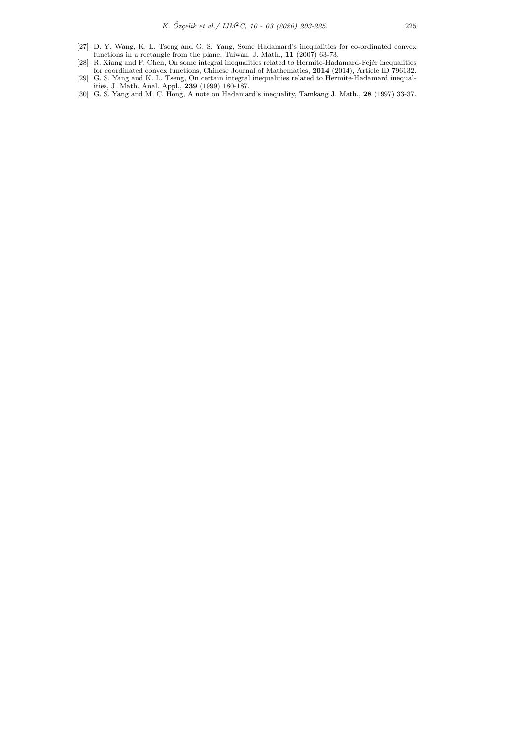[27] D. Y. Wang, K. L. Tseng and G. S. Yang, Some Hadamard's inequalities for co-ordinated convex functions in a rectangle from the plane. Taiwan. J. Math., **11** (2007) 63-73.

[28] R. Xiang and F. Chen, On some integral inequalities related to Hermite-Hadamard-Fejér inequalities for coordinated convex functions, Chinese Journal of Mathematics, **2014** (2014), Article ID 796132.

[29] G. S. Yang and K. L. Tseng, On certain integral inequalities related to Hermite-Hadamard inequalities, J. Math. Anal. Appl., **239** (1999) 180-187.

[30] G. S. Yang and M. C. Hong, A note on Hadamard's inequality, Tamkang J. Math., **28** (1997) 33-37.